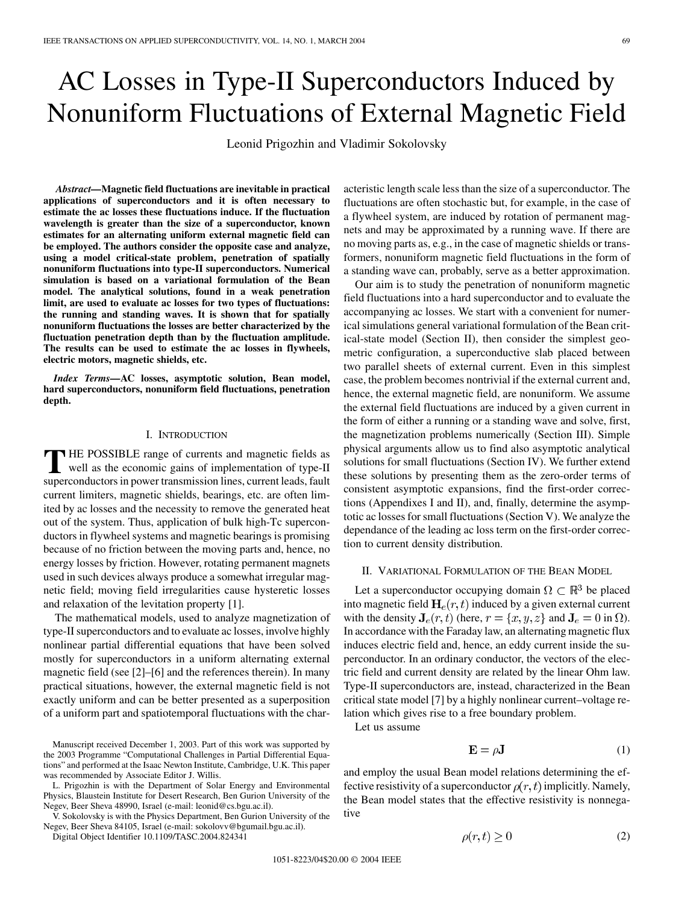# AC Losses in Type-II Superconductors Induced by Nonuniform Fluctuations of External Magnetic Field

Leonid Prigozhin and Vladimir Sokolovsky

***Abstract*—Magnetic field fluctuations are inevitable in practical applications of superconductors and it is often necessary to estimate the ac losses these fluctuations induce. If the fluctuation wavelength is greater than the size of a superconductor, known estimates for an alternating uniform external magnetic field can be employed. The authors consider the opposite case and analyze, using a model critical-state problem, penetration of spatially nonuniform fluctuations into type-II superconductors. Numerical simulation is based on a variational formulation of the Bean model. The analytical solutions, found in a weak penetration limit, are used to evaluate ac losses for two types of fluctuations: the running and standing waves. It is shown that for spatially nonuniform fluctuations the losses are better characterized by the fluctuation penetration depth than by the fluctuation amplitude. The results can be used to estimate the ac losses in flywheels, electric motors, magnetic shields, etc.**

***Index Terms*—AC losses, asymptotic solution, Bean model, hard superconductors, nonuniform field fluctuations, penetration depth.**

## I. Introduction

THE POSSIBLE range of currents and magnetic fields as well as the economic gains of implementation of type-II superconductors in power transmission lines, current leads, fault current limiters, magnetic shields, bearings, etc. are often limited by ac losses and the necessity to remove the generated heat out of the system. Thus, application of bulk high-Tc superconductors in flywheel systems and magnetic bearings is promising because of no friction between the moving parts and, hence, no energy losses by friction. However, rotating permanent magnets used in such devices always produce a somewhat irregular magnetic field; moving field irregularities cause hysteretic losses and relaxation of the levitation property [1].

The mathematical models, used to analyze magnetization of type-II superconductors and to evaluate ac losses, involve highly nonlinear partial differential equations that have been solved mostly for superconductors in a uniform alternating external magnetic field (see [2]–[6] and the references therein). In many practical situations, however, the external magnetic field is not exactly uniform and can be better presented as a superposition of a uniform part and spatiotemporal fluctuations with the characteristic length scale less than the size of a superconductor. The fluctuations are often stochastic but, for example, in the case of a flywheel system, are induced by rotation of permanent magnets and may be approximated by a running wave. If there are no moving parts as, e.g., in the case of magnetic shields or transformers, nonuniform magnetic field fluctuations in the form of a standing wave can, probably, serve as a better approximation.

Our aim is to study the penetration of nonuniform magnetic field fluctuations into a hard superconductor and to evaluate the accompanying ac losses. We start with a convenient for numerical simulations general variational formulation of the Bean critical-state model (Section II), then consider the simplest geometric configuration, a superconductive slab placed between two parallel sheets of external current. Even in this simplest case, the problem becomes nontrivial if the external current and, hence, the external magnetic field, are nonuniform. We assume the external field fluctuations are induced by a given current in the form of either a running or a standing wave and solve, first, the magnetization problems numerically (Section III). Simple physical arguments allow us to find also asymptotic analytical solutions for small fluctuations (Section IV). We further extend these solutions by presenting them as the zero-order terms of consistent asymptotic expansions, find the first-order corrections (Appendixes I and II), and, finally, determine the asymptotic ac losses for small fluctuations (Section V). We analyze the dependance of the leading ac loss term on the first-order correction to current density distribution.

## II. Variational Formulation of the Bean Model

Let a superconductor occupying domain $\Omega \subset \mathbb{R}^3$ be placed into magnetic field $\mathbf{H}_e(r,t)$ induced by a given external current with the density $\mathbf{J}_e(r,t)$ (here, $r=\{x,y,z\}$ and $\mathbf{J}_e = 0$ in $\Omega$). In accordance with the Faraday law, an alternating magnetic flux induces electric field and, hence, an eddy current inside the superconductor. In an ordinary conductor, the vectors of the electric field and current density are related by the linear Ohm law. Type-II superconductors are, instead, characterized in the Bean critical state model [7] by a highly nonlinear current–voltage relation which gives rise to a free boundary problem.

Let us assume

$$\mathbf{E} = \rho \mathbf{J} \tag{1}$$

and employ the usual Bean model relations determining the effective resistivity of a superconductor $\rho(r,t)$ implicitly. Namely, the Bean model states that the effective resistivity is nonnegative

$$\rho(r,t) \geq 0 \tag{2}$$

Manuscript received December 1, 2003. Part of this work was supported by the 2003 Programme "Computational Challenges in Partial Differential Equations" and performed at the Isaac Newton Institute, Cambridge, U.K. This paper was recommended by Associate Editor J. Willis.

L. Prigozhin is with the Department of Solar Energy and Environmental Physics, Blaustein Institute for Desert Research, Ben Gurion University of the Negev, Beer Sheva 48990, Israel (e-mail: leonid@cs.bgu.ac.il).

V. Sokolovsky is with the Physics Department, Ben Gurion University of the Negev, Beer Sheva 84105, Israel (e-mail: sokolovv@bgumail.bgu.ac.il).

Digital Object Identifier 10.1109/TASC.2004.824341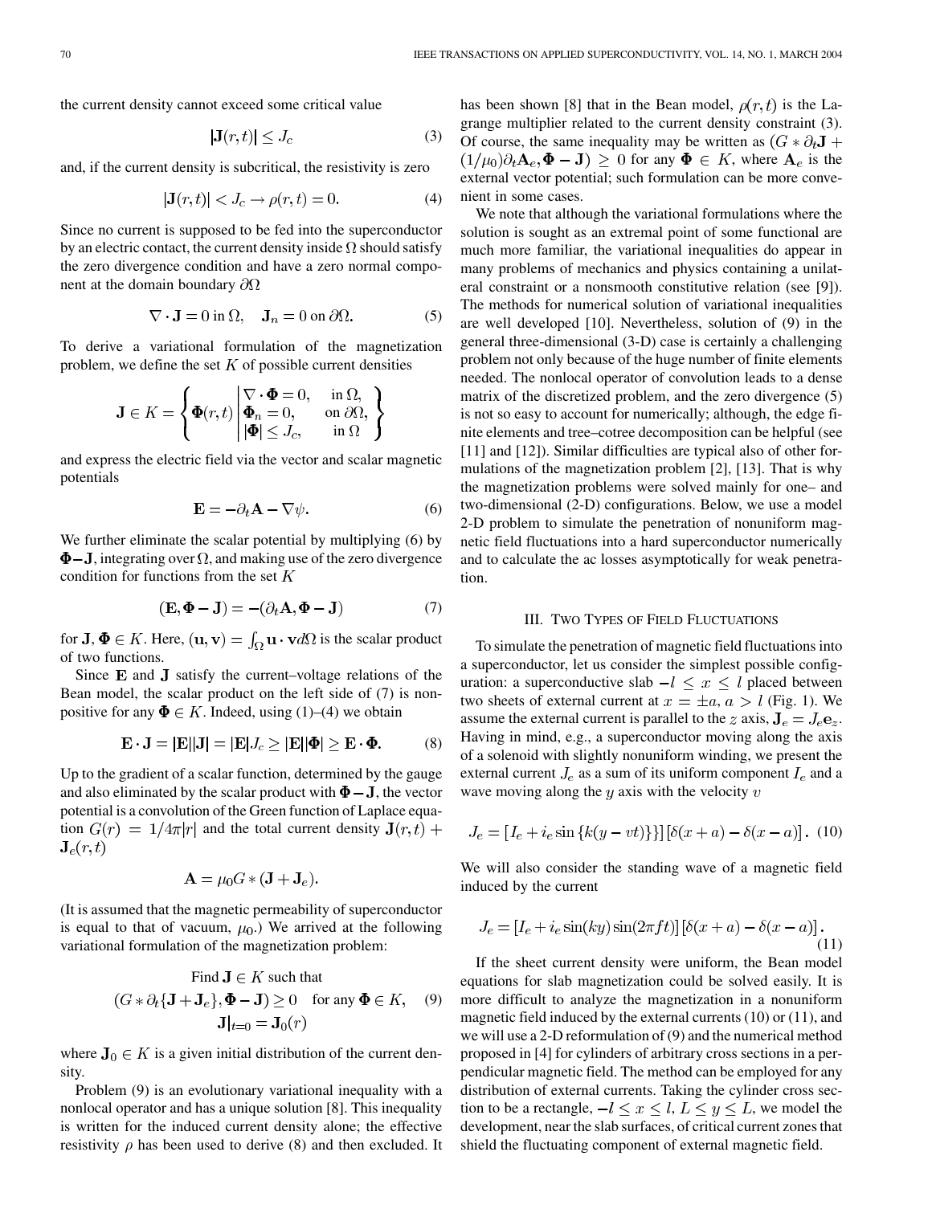the current density cannot exceed some critical value

$$|\mathbf{J}(r,t)| \leq J_c \tag{3}$$

and, if the current density is subcritical, the resistivity is zero

$$|\mathbf{J}(r,t)| < J_c \to \rho(r,t) = 0. \tag{4}$$

Since no current is supposed to be fed into the superconductor by an electric contact, the current density inside $\Omega$ should satisfy the zero divergence condition and have a zero normal component at the domain boundary $\partial\Omega$

$$\nabla \cdot \mathbf{J} = 0 \text{ in } \Omega, \quad \mathbf{J}_n = 0 \text{ on } \partial\Omega. \tag{5}$$

To derive a variational formulation of the magnetization problem, we define the set $K$ of possible current densities

$$\mathbf{J} \in K = \left\{ \mathbf{\Phi}(r,t) \left| \begin{array}{ll} \nabla \cdot \mathbf{\Phi} = 0, & \text{in } \Omega, \\ \mathbf{\Phi}_n = 0, & \text{on } \partial\Omega, \\ |\mathbf{\Phi}| \leq J_c, & \text{in } \Omega \end{array} \right. \right\}$$

and express the electric field via the vector and scalar magnetic potentials

$$\mathbf{E} = -\partial_t \mathbf{A} - \nabla \psi. \tag{6}$$

We further eliminate the scalar potential by multiplying (6) by $\mathbf{\Phi} - \mathbf{J}$, integrating over $\Omega$, and making use of the zero divergence condition for functions from the set $K$

$$(\mathbf{E}, \mathbf{\Phi} - \mathbf{J}) = -(\partial_t \mathbf{A}, \mathbf{\Phi} - \mathbf{J}) \tag{7}$$

for $\mathbf{J}, \mathbf{\Phi} \in K$. Here, $(\mathbf{u}, \mathbf{v}) = \int_\Omega \mathbf{u} \cdot \mathbf{v} d\Omega$ is the scalar product of two functions.

Since $\mathbf{E}$ and $\mathbf{J}$ satisfy the current–voltage relations of the Bean model, the scalar product on the left side of (7) is nonpositive for any $\mathbf{\Phi} \in K$. Indeed, using (1)–(4) we obtain

$$\mathbf{E} \cdot \mathbf{J} = |\mathbf{E}||\mathbf{J}| = |\mathbf{E}| J_c \geq |\mathbf{E}||\mathbf{\Phi}| \geq \mathbf{E} \cdot \mathbf{\Phi}. \tag{8}$$

Up to the gradient of a scalar function, determined by the gauge and also eliminated by the scalar product with $\mathbf{\Phi} - \mathbf{J}$, the vector potential is a convolution of the Green function of Laplace equation $G(r) = 1/4\pi|r|$ and the total current density $\mathbf{J}(r,t) + \mathbf{J}_e(r,t)$

$$\mathbf{A} = \mu_0 G * (\mathbf{J} + \mathbf{J}_e).$$

(It is assumed that the magnetic permeability of superconductor is equal to that of vacuum, $\mu_0$.) We arrived at the following variational formulation of the magnetization problem:

$$\begin{gathered} \text{Find } \mathbf{J} \in K \text{ such that} \\ (G * \partial_t \{\mathbf{J} + \mathbf{J}_e\}, \mathbf{\Phi} - \mathbf{J}) \geq 0 \quad \text{for any } \mathbf{\Phi} \in K, \\ \mathbf{J}|_{t=0} = \mathbf{J}_0(r) \end{gathered} \tag{9}$$

where $\mathbf{J}_0 \in K$ is a given initial distribution of the current density.

Problem (9) is an evolutionary variational inequality with a nonlocal operator and has a unique solution [8]. This inequality is written for the induced current density alone; the effective resistivity $\rho$ has been used to derive (8) and then excluded. It has been shown [8] that in the Bean model, $\rho(r,t)$ is the Lagrange multiplier related to the current density constraint (3). Of course, the same inequality may be written as $(G * \partial_t \mathbf{J} + (1/\mu_0)\partial_t \mathbf{A}_e, \mathbf{\Phi} - \mathbf{J}) \geq 0$ for any $\mathbf{\Phi} \in K$, where $\mathbf{A}_e$ is the external vector potential; such formulation can be more convenient in some cases.

We note that although the variational formulations where the solution is sought as an extremal point of some functional are much more familiar, the variational inequalities do appear in many problems of mechanics and physics containing a unilateral constraint or a nonsmooth constitutive relation (see [9]). The methods for numerical solution of variational inequalities are well developed [10]. Nevertheless, solution of (9) in the general three-dimensional (3-D) case is certainly a challenging problem not only because of the huge number of finite elements needed. The nonlocal operator of convolution leads to a dense matrix of the discretized problem, and the zero divergence (5) is not so easy to account for numerically; although, the edge finite elements and tree–cotree decomposition can be helpful (see [11] and [12]). Similar difficulties are typical also of other formulations of the magnetization problem [2], [13]. That is why the magnetization problems were solved mainly for one– and two-dimensional (2-D) configurations. Below, we use a model 2-D problem to simulate the penetration of nonuniform magnetic field fluctuations into a hard superconductor numerically and to calculate the ac losses asymptotically for weak penetration.

## III. Two Types of Field Fluctuations

To simulate the penetration of magnetic field fluctuations into a superconductor, let us consider the simplest possible configuration: a superconductive slab $-l \leq x \leq l$ placed between two sheets of external current at $x = \pm a$, $a > l$ (Fig. 1). We assume the external current is parallel to the $z$ axis, $\mathbf{J}_e = J_e \mathbf{e}_z$. Having in mind, e.g., a superconductor moving along the axis of a solenoid with slightly nonuniform winding, we present the external current $J_e$ as a sum of its uniform component $I_e$ and a wave moving along the $y$ axis with the velocity $v$

$$J_e = [I_e + i_e \sin\{k(y - vt)\}][\delta(x + a) - \delta(x - a)]. \tag{10}$$

We will also consider the standing wave of a magnetic field induced by the current

$$J_e = [I_e + i_e \sin(ky)\sin(2\pi f t)][\delta(x + a) - \delta(x - a)]. \tag{11}$$

If the sheet current density were uniform, the Bean model equations for slab magnetization could be solved easily. It is more difficult to analyze the magnetization in a nonuniform magnetic field induced by the external currents (10) or (11), and we will use a 2-D reformulation of (9) and the numerical method proposed in [4] for cylinders of arbitrary cross sections in a perpendicular magnetic field. The method can be employed for any distribution of external currents. Taking the cylinder cross section to be a rectangle, $-l \leq x \leq l$, $L \leq y \leq L$, we model the development, near the slab surfaces, of critical current zones that shield the fluctuating component of external magnetic field.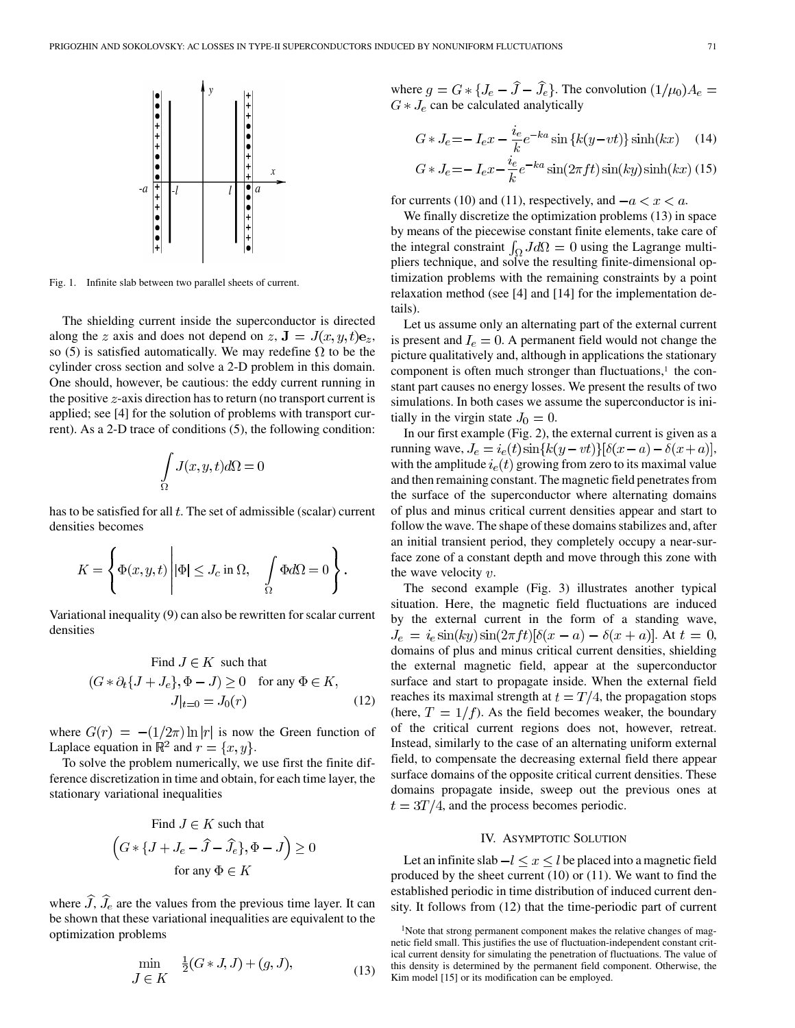Fig. 1. Infinite slab between two parallel sheets of current.

The shielding current inside the superconductor is directed along the $z$ axis and does not depend on $z$, $\mathbf{J} = J(x, y, t)\mathbf{e}_z$, so (5) is satisfied automatically. We may redefine $\Omega$ to be the cylinder cross section and solve a 2-D problem in this domain. One should, however, be cautious: the eddy current running in the positive $z$-axis direction has to return (no transport current is applied; see [4] for the solution of problems with transport current). As a 2-D trace of conditions (5), the following condition:

$$\int_{\Omega} J(x, y, t) d\Omega = 0$$

has to be satisfied for all $t$. The set of admissible (scalar) current densities becomes

$$K = \left\{ \Phi(x, y, t) \middle| |\Phi| \leq J_c \text{ in } \Omega, \quad \int_{\Omega} \Phi d\Omega = 0 \right\}.$$

Variational inequality (9) can also be rewritten for scalar current densities

$$\begin{gathered} \text{Find } J \in K \text{ such that} \\ (G * \partial_t \{J + J_e\}, \Phi - J) \geq 0 \quad \text{for any } \Phi \in K, \\ J|_{t=0} = J_0(r) \end{gathered} \tag{12}$$

where $G(r) = -(1/2\pi) \ln |r|$ is now the Green function of Laplace equation in $\mathbb{R}^2$ and $r = \{x, y\}$.

To solve the problem numerically, we use first the finite difference discretization in time and obtain, for each time layer, the stationary variational inequalities

$$\begin{gathered} \text{Find } J \in K \text{ such that} \\ \left( G * \{J + J_e - \widehat{J} - \widehat{J}_e\}, \Phi - J \right) \geq 0 \\ \text{for any } \Phi \in K \end{gathered}$$

where $\widehat{J}, \widehat{J}_e$ are the values from the previous time layer. It can be shown that these variational inequalities are equivalent to the optimization problems

$$\min_{J \in K} \quad \tfrac{1}{2}(G * J, J) + (g, J), \tag{13}$$

where $g = G * \{J_e - \widehat{J} - \widehat{J}_e\}$. The convolution $(1/\mu_0)A_e = G * J_e$ can be calculated analytically

$$G * J_e = -I_e x - \frac{i_e}{k} e^{-ka} \sin\{k(y - vt)\} \sinh(kx) \tag{14}$$

$$G * J_e = -I_e x - \frac{i_e}{k} e^{-ka} \sin(2\pi f t) \sin(ky) \sinh(kx) \tag{15}$$

for currents (10) and (11), respectively, and $-a < x < a$.

We finally discretize the optimization problems (13) in space by means of the piecewise constant finite elements, take care of the integral constraint $\int_{\Omega} J d\Omega = 0$ using the Lagrange multipliers technique, and solve the resulting finite-dimensional optimization problems with the remaining constraints by a point relaxation method (see [4] and [14] for the implementation details).

Let us assume only an alternating part of the external current is present and $I_e = 0$. A permanent field would not change the picture qualitatively and, although in applications the stationary component is often much stronger than fluctuations,[1] the constant part causes no energy losses. We present the results of two simulations. In both cases we assume the superconductor is initially in the virgin state $J_0 = 0$.

In our first example (Fig. 2), the external current is given as a running wave, $J_e = i_e(t) \sin\{k(y - vt)\}[\delta(x - a) - \delta(x + a)]$, with the amplitude $i_e(t)$ growing from zero to its maximal value and then remaining constant. The magnetic field penetrates from the surface of the superconductor where alternating domains of plus and minus critical current densities appear and start to follow the wave. The shape of these domains stabilizes and, after an initial transient period, they completely occupy a near-surface zone of a constant depth and move through this zone with the wave velocity $v$.

The second example (Fig. 3) illustrates another typical situation. Here, the magnetic field fluctuations are induced by the external current in the form of a standing wave, $J_e = i_e \sin(ky) \sin(2\pi f t)[\delta(x - a) - \delta(x + a)]$. At $t = 0$, domains of plus and minus critical current densities, shielding the external magnetic field, appear at the superconductor surface and start to propagate inside. When the external field reaches its maximal strength at $t = T/4$, the propagation stops (here, $T = 1/f$). As the field becomes weaker, the boundary of the critical current regions does not, however, retreat. Instead, similarly to the case of an alternating uniform external field, to compensate the decreasing external field there appear surface domains of the opposite critical current densities. These domains propagate inside, sweep out the previous ones at $t = 3T/4$, and the process becomes periodic.

## IV. Asymptotic Solution

Let an infinite slab $-l \leq x \leq l$ be placed into a magnetic field produced by the sheet current (10) or (11). We want to find the established periodic in time distribution of induced current density. It follows from (12) that the time-periodic part of current

[1] Note that strong permanent component makes the relative changes of magnetic field small. This justifies the use of fluctuation-independent constant critical current density for simulating the penetration of fluctuations. The value of this density is determined by the permanent field component. Otherwise, the Kim model [15] or its modification can be employed.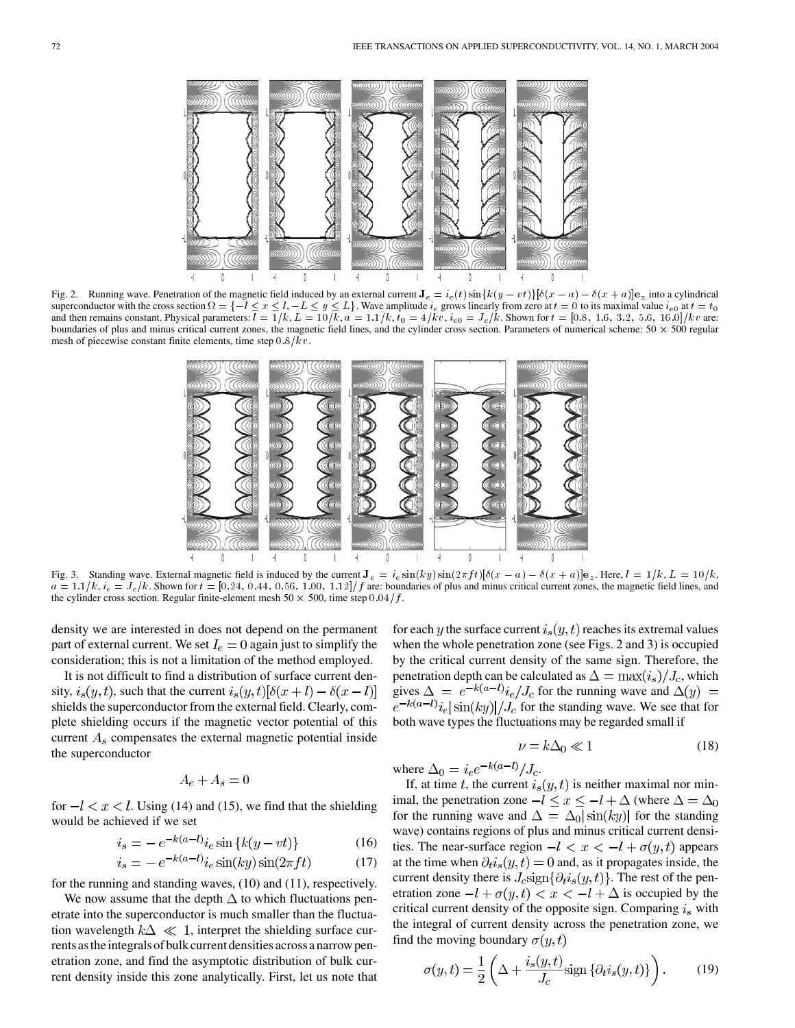Fig. 2. Running wave. Penetration of the magnetic field induced by an external current $\mathbf{J}_e = i_e(t)\sin\{k(y - vt)\}[\delta(x-a) - \delta(x+a)]\mathbf{e}_z$ into a cylindrical superconductor with the cross section $\Omega = \{-l \le x \le l, -L \le y \le L\}$. Wave amplitude $i_e$ grows linearly from zero at $t = 0$ to its maximal value $i_{e0}$ at $t = t_0$ and then remains constant. Physical parameters: $l = 1/k$, $L = 10/k$, $a = 1.1/k$, $t_0 = 4/kv$, $i_{e0} = J_c/k$. Shown for $t = [0.8,\ 1.6,\ 3.2,\ 5.6,\ 16.0]/kv$ are: boundaries of plus and minus critical current zones, the magnetic field lines, and the cylinder cross section. Parameters of numerical scheme: $50 \times 500$ regular mesh of piecewise constant finite elements, time step $0.8/kv$.

Fig. 3. Standing wave. External magnetic field is induced by the current $\mathbf{J}_e = i_e \sin(ky)\sin(2\pi ft)[\delta(x-a) - \delta(x+a)]\mathbf{e}_z$. Here, $l = 1/k$, $L = 10/k$, $a = 1.1/k$, $i_e = J_c/k$. Shown for $t = [0.24,\ 0.44,\ 0.56,\ 1.00,\ 1.12]/f$ are: boundaries of plus and minus critical current zones, the magnetic field lines, and the cylinder cross section. Regular finite-element mesh $50 \times 500$, time step $0.04/f$.

density we are interested in does not depend on the permanent part of external current. We set $I_e = 0$ again just to simplify the consideration; this is not a limitation of the method employed.

It is not difficult to find a distribution of surface current density, $i_s(y,t)$, such that the current $i_s(y,t)[\delta(x+l) - \delta(x-l)]$ shields the superconductor from the external field. Clearly, complete shielding occurs if the magnetic vector potential of this current $A_s$ compensates the external magnetic potential inside the superconductor

$$A_e + A_s = 0$$

for $-l < x < l$. Using (14) and (15), we find that the shielding would be achieved if we set

$$i_s = -e^{-k(a-l)} i_e \sin\{k(y - vt)\} \tag{16}$$

$$i_s = -e^{-k(a-l)} i_e \sin(ky)\sin(2\pi ft) \tag{17}$$

for the running and standing waves, (10) and (11), respectively.

We now assume that the depth $\Delta$ to which fluctuations penetrate into the superconductor is much smaller than the fluctuation wavelength $k\Delta \ll 1$, interpret the shielding surface currents as the integrals of bulk current densities across a narrow penetration zone, and find the asymptotic distribution of bulk current density inside this zone analytically. First, let us note that for each $y$ the surface current $i_s(y,t)$ reaches its extremal values when the whole penetration zone (see Figs. 2 and 3) is occupied by the critical current density of the same sign. Therefore, the penetration depth can be calculated as $\Delta = \max(i_s)/J_c$, which gives $\Delta = e^{-k(a-l)} i_e/J_c$ for the running wave and $\Delta(y) = e^{-k(a-l)} i_e |\sin(ky)|/J_c$ for the standing wave. We see that for both wave types the fluctuations may be regarded small if

$$\nu = k\Delta_0 \ll 1 \tag{18}$$

where $\Delta_0 = i_e e^{-k(a-l)}/J_c$.

If, at time $t$, the current $i_s(y,t)$ is neither maximal nor minimal, the penetration zone $-l \le x \le -l + \Delta$ (where $\Delta = \Delta_0$ for the running wave and $\Delta = \Delta_0|\sin(ky)|$ for the standing wave) contains regions of plus and minus critical current densities. The near-surface region $-l < x < -l + \sigma(y,t)$ appears at the time when $\partial_t i_s(y,t) = 0$ and, as it propagates inside, the current density there is $J_c \mathrm{sign}\{\partial_t i_s(y,t)\}$. The rest of the penetration zone $-l + \sigma(y,t) < x < -l + \Delta$ is occupied by the critical current density of the opposite sign. Comparing $i_s$ with the integral of current density across the penetration zone, we find the moving boundary $\sigma(y,t)$

$$\sigma(y,t) = \frac{1}{2}\left(\Delta + \frac{i_s(y,t)}{J_c}\mathrm{sign}\{\partial_t i_s(y,t)\}\right). \tag{19}$$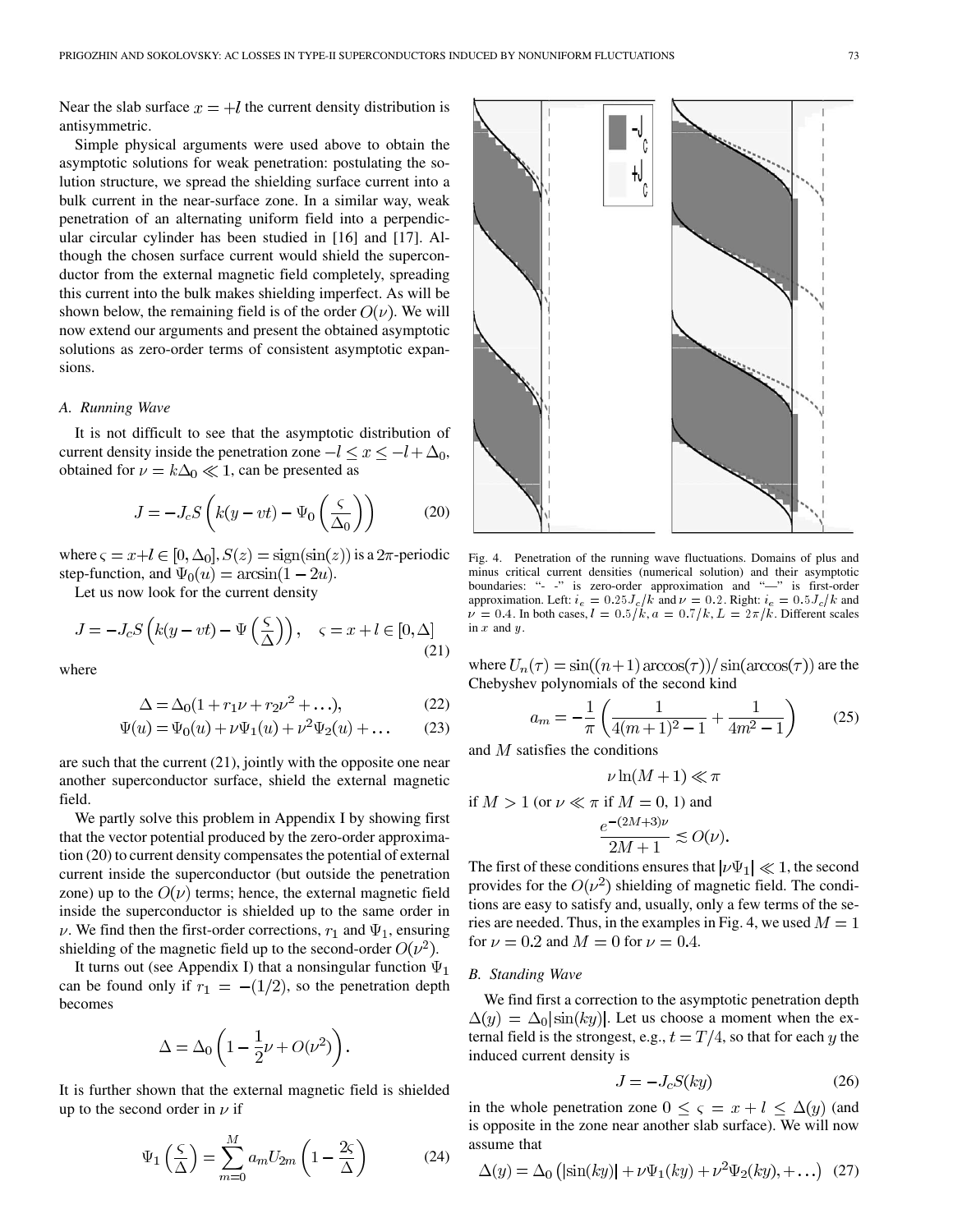Near the slab surface $x = +l$ the current density distribution is antisymmetric.

Simple physical arguments were used above to obtain the asymptotic solutions for weak penetration: postulating the solution structure, we spread the shielding surface current into a bulk current in the near-surface zone. In a similar way, weak penetration of an alternating uniform field into a perpendicular circular cylinder has been studied in [16] and [17]. Although the chosen surface current would shield the superconductor from the external magnetic field completely, spreading this current into the bulk makes shielding imperfect. As will be shown below, the remaining field is of the order $O(\nu)$. We will now extend our arguments and present the obtained asymptotic solutions as zero-order terms of consistent asymptotic expansions.

### A. Running Wave

It is not difficult to see that the asymptotic distribution of current density inside the penetration zone $-l \le x \le -l + \Delta_0$, obtained for $\nu = k\Delta_0 \ll 1$, can be presented as

$$J = -J_c S\left(k(y - vt) - \Psi_0\left(\frac{\varsigma}{\Delta_0}\right)\right) \tag{20}$$

where $\varsigma = x + l \in [0, \Delta_0]$, $S(z) = \text{sign}(\sin(z))$ is a $2\pi$-periodic step-function, and $\Psi_0(u) = \arcsin(1 - 2u)$.

Let us now look for the current density

$$J = -J_c S\left(k(y - vt) - \Psi\left(\frac{\varsigma}{\Delta}\right)\right), \quad \varsigma = x + l \in [0, \Delta] \tag{21}$$

where

$$\Delta = \Delta_0(1 + r_1\nu + r_2\nu^2 + \ldots), \tag{22}$$

$$\Psi(u) = \Psi_0(u) + \nu\Psi_1(u) + \nu^2\Psi_2(u) + \ldots \tag{23}$$

are such that the current (21), jointly with the opposite one near another superconductor surface, shield the external magnetic field.

We partly solve this problem in Appendix I by showing first that the vector potential produced by the zero-order approximation (20) to current density compensates the potential of external current inside the superconductor (but outside the penetration zone) up to the $O(\nu)$ terms; hence, the external magnetic field inside the superconductor is shielded up to the same order in $\nu$. We find then the first-order corrections, $r_1$ and $\Psi_1$, ensuring shielding of the magnetic field up to the second-order $O(\nu^2)$.

It turns out (see Appendix I) that a nonsingular function $\Psi_1$ can be found only if $r_1 = -(1/2)$, so the penetration depth becomes

$$\Delta = \Delta_0\left(1 - \frac{1}{2}\nu + O(\nu^2)\right).$$

It is further shown that the external magnetic field is shielded up to the second order in $\nu$ if

$$\Psi_1\left(\frac{\varsigma}{\Delta}\right) = \sum_{m=0}^{M} a_m U_{2m}\left(1 - \frac{2\varsigma}{\Delta}\right) \tag{24}$$

Fig. 4. Penetration of the running wave fluctuations. Domains of plus and minus critical current densities (numerical solution) and their asymptotic boundaries: "- -" is zero-order approximation and "—" is first-order approximation. Left: $i_e = 0.25J_c/k$ and $\nu = 0.2$. Right: $i_e = 0.5J_c/k$ and $\nu = 0.4$. In both cases, $l = 0.5/k$, $a = 0.7/k$, $L = 2\pi/k$. Different scales in $x$ and $y$.

where $U_n(\tau) = \sin((n+1)\arccos(\tau))/\sin(\arccos(\tau))$ are the Chebyshev polynomials of the second kind

$$a_m = -\frac{1}{\pi}\left(\frac{1}{4(m+1)^2 - 1} + \frac{1}{4m^2 - 1}\right) \tag{25}$$

and $M$ satisfies the conditions

$$\nu \ln(M + 1) \ll \pi$$

if $M > 1$ (or $\nu \ll \pi$ if $M = 0, 1$) and

$$\frac{e^{-(2M+3)\nu}}{2M + 1} \lesssim O(\nu).$$

The first of these conditions ensures that $|\nu\Psi_1| \ll 1$, the second provides for the $O(\nu^2)$ shielding of magnetic field. The conditions are easy to satisfy and, usually, only a few terms of the series are needed. Thus, in the examples in Fig. 4, we used $M = 1$ for $\nu = 0.2$ and $M = 0$ for $\nu = 0.4$.

### B. Standing Wave

We find first a correction to the asymptotic penetration depth $\Delta(y) = \Delta_0|\sin(ky)|$. Let us choose a moment when the external field is the strongest, e.g., $t = T/4$, so that for each $y$ the induced current density is

$$J = -J_c S(ky) \tag{26}$$

in the whole penetration zone $0 \le \varsigma = x + l \le \Delta(y)$ (and is opposite in the zone near another slab surface). We will now assume that

$$\Delta(y) = \Delta_0\left(|\sin(ky)| + \nu\Psi_1(ky) + \nu^2\Psi_2(ky), + \ldots\right) \tag{27}$$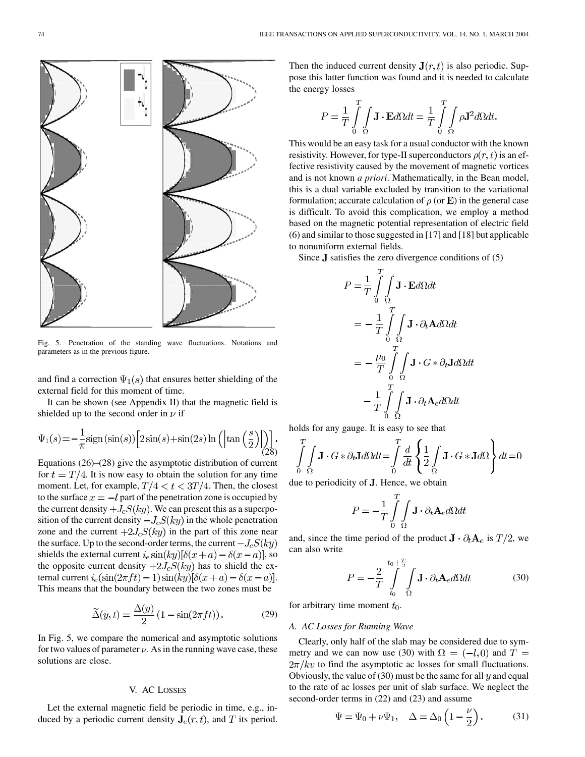Fig. 5. Penetration of the standing wave fluctuations. Notations and parameters as in the previous figure.

and find a correction $\Psi_1(s)$ that ensures better shielding of the external field for this moment of time.

It can be shown (see Appendix II) that the magnetic field is shielded up to the second order in $\nu$ if

$$\Psi_1(s) = -\frac{1}{\pi}\text{sign}(\sin(s))\left[2\sin(s)+\sin(2s)\ln\left(\left|\tan\left(\frac{s}{2}\right)\right|\right)\right]. \tag{28}$$

Equations (26)–(28) give the asymptotic distribution of current for $t = T/4$. It is now easy to obtain the solution for any time moment. Let, for example, $T/4 < t < 3T/4$. Then, the closest to the surface $x = -l$ part of the penetration zone is occupied by the current density $+J_c S(ky)$. We can present this as a superposition of the current density $-J_c S(ky)$ in the whole penetration zone and the current $+2J_c S(ky)$ in the part of this zone near the surface. Up to the second-order terms, the current $-J_c S(ky)$ shields the external current $i_e \sin(ky)[\delta(x+a) - \delta(x-a)]$, so the opposite current density $+2J_c S(ky)$ has to shield the external current $i_e(\sin(2\pi ft) - 1)\sin(ky)[\delta(x+a) - \delta(x-a)]$. This means that the boundary between the two zones must be

$$\widetilde{\Delta}(y,t) = \frac{\Delta(y)}{2}\left(1 - \sin(2\pi ft)\right). \tag{29}$$

In Fig. 5, we compare the numerical and asymptotic solutions for two values of parameter $\nu$. As in the running wave case, these solutions are close.

## V. AC Losses

Let the external magnetic field be periodic in time, e.g., induced by a periodic current density $\mathbf{J}_e(r,t)$, and $T$ its period. Then the induced current density $\mathbf{J}(r,t)$ is also periodic. Suppose this latter function was found and it is needed to calculate the energy losses

$$P = \frac{1}{T}\int_0^T \int_\Omega \mathbf{J}\cdot\mathbf{E}\, d\Omega dt = \frac{1}{T}\int_0^T \int_\Omega \rho \mathbf{J}^2 d\Omega dt.$$

This would be an easy task for a usual conductor with the known resistivity. However, for type-II superconductors $\rho(r,t)$ is an effective resistivity caused by the movement of magnetic vortices and is not known *a priori*. Mathematically, in the Bean model, this is a dual variable excluded by transition to the variational formulation; accurate calculation of $\rho$ (or $\mathbf{E}$) in the general case is difficult. To avoid this complication, we employ a method based on the magnetic potential representation of electric field (6) and similar to those suggested in [17] and [18] but applicable to nonuniform external fields.

Since $\mathbf{J}$ satisfies the zero divergence conditions of (5)

$$\begin{aligned}
P &= \frac{1}{T}\int_0^T \int_\Omega \mathbf{J}\cdot\mathbf{E}\, d\Omega dt \\
&= -\frac{1}{T}\int_0^T \int_\Omega \mathbf{J}\cdot\partial_t \mathbf{A}\, d\Omega dt \\
&= -\frac{\mu_0}{T}\int_0^T \int_\Omega \mathbf{J}\cdot G * \partial_t \mathbf{J}\, d\Omega dt \\
&\quad -\frac{1}{T}\int_0^T \int_\Omega \mathbf{J}\cdot\partial_t \mathbf{A}_e\, d\Omega dt
\end{aligned}$$

holds for any gauge. It is easy to see that

$$\int_0^T \int_\Omega \mathbf{J}\cdot G*\partial_t \mathbf{J}\, d\Omega dt = \int_0^T \frac{d}{dt}\left\{\frac{1}{2}\int_\Omega \mathbf{J}\cdot G*\mathbf{J}\, d\Omega\right\} dt = 0$$

due to periodicity of $\mathbf{J}$. Hence, we obtain

$$P = -\frac{1}{T}\int_0^T \int_\Omega \mathbf{J}\cdot\partial_t \mathbf{A}_e\, d\Omega dt$$

and, since the time period of the product $\mathbf{J}\cdot\partial_t \mathbf{A}_e$ is $T/2$, we can also write

$$P = -\frac{2}{T}\int_{t_0}^{t_0+\frac{T}{2}} \int_\Omega \mathbf{J}\cdot\partial_t \mathbf{A}_e\, d\Omega dt \tag{30}$$

for arbitrary time moment $t_0$.

### A. AC Losses for Running Wave

Clearly, only half of the slab may be considered due to symmetry and we can now use (30) with $\Omega = (-l, 0)$ and $T = 2\pi/kv$ to find the asymptotic ac losses for small fluctuations. Obviously, the value of (30) must be the same for all $y$ and equal to the rate of ac losses per unit of slab surface. We neglect the second-order terms in (22) and (23) and assume

$$\Psi = \Psi_0 + \nu\Psi_1, \quad \Delta = \Delta_0\left(1 - \frac{\nu}{2}\right). \tag{31}$$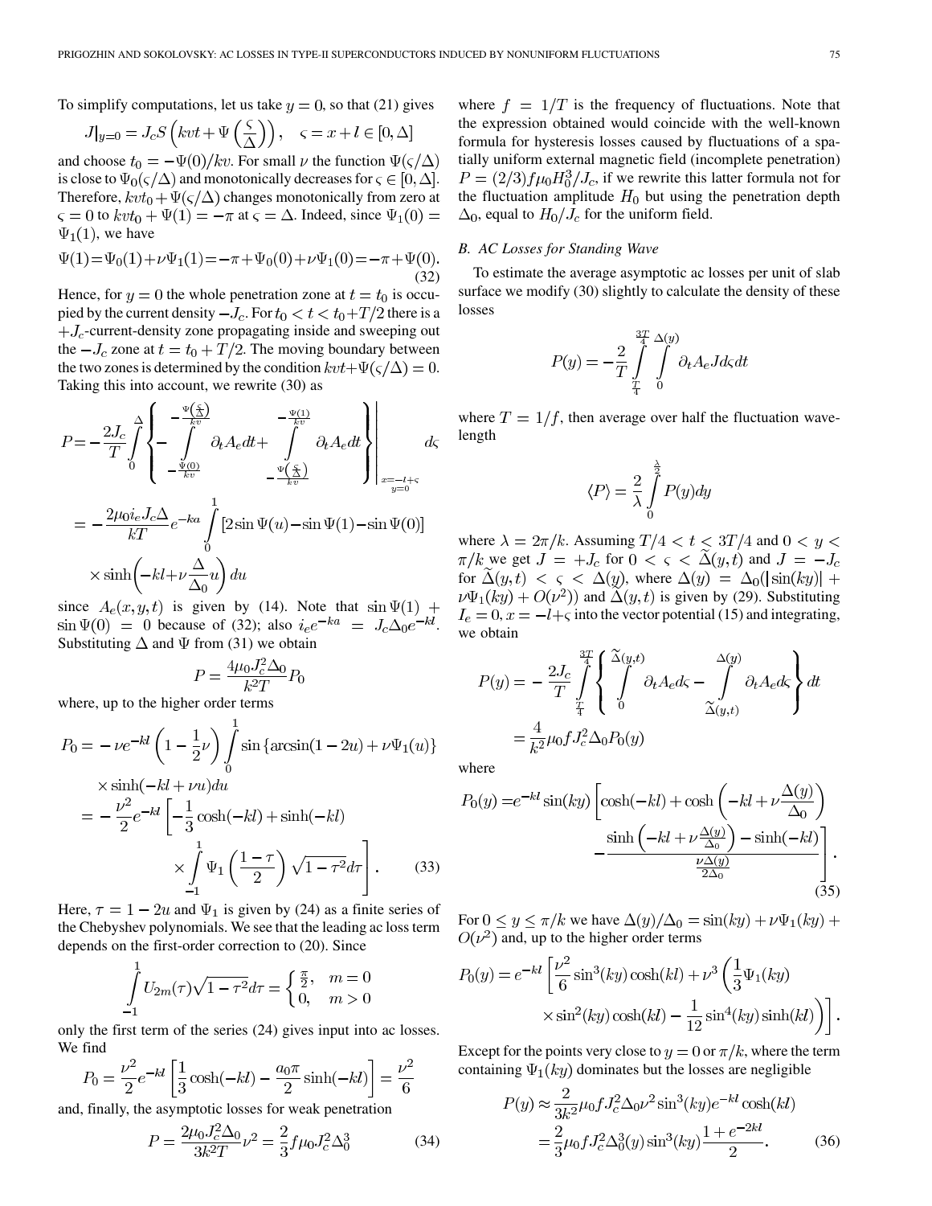To simplify computations, let us take $y = 0$, so that (21) gives

$$J|_{y=0} = J_c S\left(kvt + \Psi\left(\frac{\varsigma}{\Delta}\right)\right), \quad \varsigma = x + l \in [0, \Delta]$$

and choose $t_0 = -\Psi(0)/kv$. For small $\nu$ the function $\Psi(\varsigma/\Delta)$ is close to $\Psi_0(\varsigma/\Delta)$ and monotonically decreases for $\varsigma \in [0, \Delta]$. Therefore, $kvt_0 + \Psi(\varsigma/\Delta)$ changes monotonically from zero at $\varsigma = 0$ to $kvt_0 + \Psi(1) = -\pi$ at $\varsigma = \Delta$. Indeed, since $\Psi_1(0) = \Psi_1(1)$, we have

$$\Psi(1) = \Psi_0(1) + \nu\Psi_1(1) = -\pi + \Psi_0(0) + \nu\Psi_1(0) = -\pi + \Psi(0). \tag{32}$$

Hence, for $y = 0$ the whole penetration zone at $t = t_0$ is occupied by the current density $-J_c$. For $t_0 < t < t_0 + T/2$ there is a $+J_c$-current-density zone propagating inside and sweeping out the $-J_c$ zone at $t = t_0 + T/2$. The moving boundary between the two zones is determined by the condition $kvt + \Psi(\varsigma/\Delta) = 0$. Taking this into account, we rewrite (30) as

$$
\begin{aligned}
P &= -\frac{2J_c}{T}\int_0^{\Delta}\left\{-\int_{-\frac{\Psi(0)}{kv}}^{-\frac{\Psi\left(\frac{\varsigma}{\Delta}\right)}{kv}} \partial_t A_e dt + \int_{-\frac{\Psi\left(\frac{\varsigma}{\Delta}\right)}{kv}}^{-\frac{\Psi(1)}{kv}} \partial_t A_e dt\right\}\Bigg|_{\substack{x=-l+\varsigma \\ y=0}} d\varsigma \\
&= -\frac{2\mu_0 i_e J_c \Delta}{kT} e^{-ka}\int_0^1 \left[2\sin\Psi(u) - \sin\Psi(1) - \sin\Psi(0)\right] \\
&\quad \times \sinh\left(-kl + \nu\frac{\Delta}{\Delta_0}u\right) du
\end{aligned}
$$

since $A_e(x, y, t)$ is given by (14). Note that $\sin\Psi(1) + \sin\Psi(0) = 0$ because of (32); also $i_e e^{-ka} = J_c \Delta_0 e^{-kl}$. Substituting $\Delta$ and $\Psi$ from (31) we obtain

$$P = \frac{4\mu_0 J_c^2 \Delta_0}{k^2 T} P_0$$

where, up to the higher order terms

$$
\begin{aligned}
P_0 &= -\nu e^{-kl}\left(1 - \frac{1}{2}\nu\right)\int_0^1 \sin\left\{\arcsin(1 - 2u) + \nu\Psi_1(u)\right\} \\
&\quad \times \sinh(-kl + \nu u) du \\
&= -\frac{\nu^2}{2} e^{-kl}\left[-\frac{1}{3}\cosh(-kl) + \sinh(-kl)\right. \\
&\quad \left. \times \int_{-1}^{1} \Psi_1\left(\frac{1-\tau}{2}\right)\sqrt{1-\tau^2} d\tau\right].
\end{aligned} \tag{33}
$$

Here, $\tau = 1 - 2u$ and $\Psi_1$ is given by (24) as a finite series of the Chebyshev polynomials. We see that the leading ac loss term depends on the first-order correction to (20). Since

$$\int_{-1}^{1} U_{2m}(\tau)\sqrt{1-\tau^2} d\tau = \begin{cases} \frac{\pi}{2}, & m = 0 \\ 0, & m > 0 \end{cases}$$

only the first term of the series (24) gives input into ac losses. We find

$$P_0 = \frac{\nu^2}{2} e^{-kl}\left[\frac{1}{3}\cosh(-kl) - \frac{a_0 \pi}{2}\sinh(-kl)\right] = \frac{\nu^2}{6}$$

and, finally, the asymptotic losses for weak penetration

$$P = \frac{2\mu_0 J_c^2 \Delta_0}{3k^2 T}\nu^2 = \frac{2}{3} f\mu_0 J_c^2 \Delta_0^3 \tag{34}$$

where $f = 1/T$ is the frequency of fluctuations. Note that the expression obtained would coincide with the well-known formula for hysteresis losses caused by fluctuations of a spatially uniform external magnetic field (incomplete penetration) $P = (2/3) f\mu_0 H_0^3/J_c$, if we rewrite this latter formula not for the fluctuation amplitude $H_0$ but using the penetration depth $\Delta_0$, equal to $H_0/J_c$ for the uniform field.

### B. AC Losses for Standing Wave

To estimate the average asymptotic ac losses per unit of slab surface we modify (30) slightly to calculate the density of these losses

$$P(y) = -\frac{2}{T}\int_{\frac{T}{4}}^{\frac{3T}{4}}\int_0^{\Delta(y)} \partial_t A_e J d\varsigma dt$$

where $T = 1/f$, then average over half the fluctuation wavelength

$$\langle P \rangle = \frac{2}{\lambda}\int_0^{\frac{\lambda}{2}} P(y) dy$$

where $\lambda = 2\pi/k$. Assuming $T/4 < t < 3T/4$ and $0 < y < \pi/k$ we get $J = +J_c$ for $0 < \varsigma < \widetilde{\Delta}(y, t)$ and $J = -J_c$ for $\widetilde{\Delta}(y, t) < \varsigma < \Delta(y)$, where $\Delta(y) = \Delta_0(|\sin(ky)| + \nu\Psi_1(ky) + O(\nu^2))$ and $\widetilde{\Delta}(y, t)$ is given by (29). Substituting $I_e = 0, x = -l + \varsigma$ into the vector potential (15) and integrating, we obtain

$$
\begin{aligned}
P(y) &= -\frac{2J_c}{T}\int_{\frac{T}{4}}^{\frac{3T}{4}}\left\{\int_0^{\widetilde{\Delta}(y,t)} \partial_t A_e d\varsigma - \int_{\widetilde{\Delta}(y,t)}^{\Delta(y)} \partial_t A_e d\varsigma\right\} dt \\
&= \frac{4}{k^2}\mu_0 f J_c^2 \Delta_0 P_0(y)
\end{aligned}
$$

where

$$
\begin{aligned}
P_0(y) = e^{-kl}\sin(ky)&\left[\cosh(-kl) + \cosh\left(-kl + \nu\frac{\Delta(y)}{\Delta_0}\right)\right. \\
&\left. - \frac{\sinh\left(-kl + \nu\frac{\Delta(y)}{\Delta_0}\right) - \sinh(-kl)}{\frac{\nu\Delta(y)}{2\Delta_0}}\right].
\end{aligned} \tag{35}
$$

For $0 \le y \le \pi/k$ we have $\Delta(y)/\Delta_0 = \sin(ky) + \nu\Psi_1(ky) + O(\nu^2)$ and, up to the higher order terms

$$
\begin{aligned}
P_0(y) = e^{-kl}&\left[\frac{\nu^2}{6}\sin^3(ky)\cosh(kl) + \nu^3\left(\frac{1}{3}\Psi_1(ky)\right.\right. \\
&\left.\left. \times \sin^2(ky)\cosh(kl) - \frac{1}{12}\sin^4(ky)\sinh(kl)\right)\right].
\end{aligned}
$$

Except for the points very close to $y = 0$ or $\pi/k$, where the term containing $\Psi_1(ky)$ dominates but the losses are negligible

$$
\begin{aligned}
P(y) &\approx \frac{2}{3k^2}\mu_0 f J_c^2 \Delta_0 \nu^2 \sin^3(ky) e^{-kl}\cosh(kl) \\
&= \frac{2}{3}\mu_0 f J_c^2 \Delta_0^3(y)\sin^3(ky)\frac{1 + e^{-2kl}}{2}.
\end{aligned} \tag{36}
$$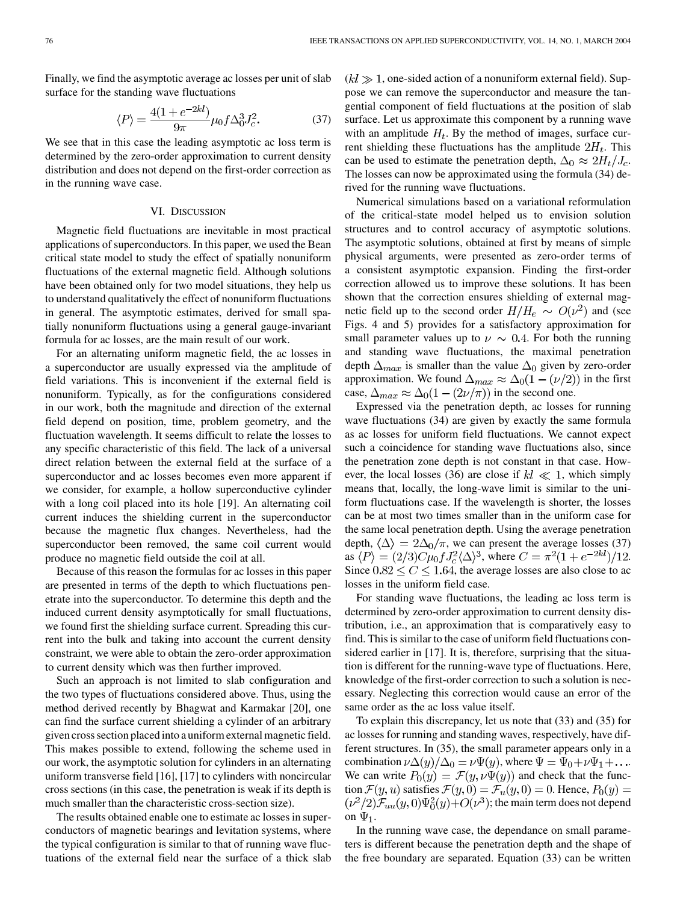Finally, we find the asymptotic average ac losses per unit of slab surface for the standing wave fluctuations

$$\langle P\rangle = \frac{4(1+e^{-2kl})}{9\pi}\mu_0 f \Delta_0^3 J_c^2. \tag{37}$$

We see that in this case the leading asymptotic ac loss term is determined by the zero-order approximation to current density distribution and does not depend on the first-order correction as in the running wave case.

## VI. Discussion

Magnetic field fluctuations are inevitable in most practical applications of superconductors. In this paper, we used the Bean critical state model to study the effect of spatially nonuniform fluctuations of the external magnetic field. Although solutions have been obtained only for two model situations, they help us to understand qualitatively the effect of nonuniform fluctuations in general. The asymptotic estimates, derived for small spatially nonuniform fluctuations using a general gauge-invariant formula for ac losses, are the main result of our work.

For an alternating uniform magnetic field, the ac losses in a superconductor are usually expressed via the amplitude of field variations. This is inconvenient if the external field is nonuniform. Typically, as for the configurations considered in our work, both the magnitude and direction of the external field depend on position, time, problem geometry, and the fluctuation wavelength. It seems difficult to relate the losses to any specific characteristic of this field. The lack of a universal direct relation between the external field at the surface of a superconductor and ac losses becomes even more apparent if we consider, for example, a hollow superconductive cylinder with a long coil placed into its hole [19]. An alternating coil current induces the shielding current in the superconductor because the magnetic flux changes. Nevertheless, had the superconductor been removed, the same coil current would produce no magnetic field outside the coil at all.

Because of this reason the formulas for ac losses in this paper are presented in terms of the depth to which fluctuations penetrate into the superconductor. To determine this depth and the induced current density asymptotically for small fluctuations, we found first the shielding surface current. Spreading this current into the bulk and taking into account the current density constraint, we were able to obtain the zero-order approximation to current density which was then further improved.

Such an approach is not limited to slab configuration and the two types of fluctuations considered above. Thus, using the method derived recently by Bhagwat and Karmakar [20], one can find the surface current shielding a cylinder of an arbitrary given cross section placed into a uniform external magnetic field. This makes possible to extend, following the scheme used in our work, the asymptotic solution for cylinders in an alternating uniform transverse field [16], [17] to cylinders with noncircular cross sections (in this case, the penetration is weak if its depth is much smaller than the characteristic cross-section size).

The results obtained enable one to estimate ac losses in superconductors of magnetic bearings and levitation systems, where the typical configuration is similar to that of running wave fluctuations of the external field near the surface of a thick slab ($kl \gg 1$, one-sided action of a nonuniform external field). Suppose we can remove the superconductor and measure the tangential component of field fluctuations at the position of slab surface. Let us approximate this component by a running wave with an amplitude $H_t$. By the method of images, surface current shielding these fluctuations has the amplitude $2H_t$. This can be used to estimate the penetration depth, $\Delta_0 \approx 2H_t/J_c$. The losses can now be approximated using the formula (34) derived for the running wave fluctuations.

Numerical simulations based on a variational reformulation of the critical-state model helped us to envision solution structures and to control accuracy of asymptotic solutions. The asymptotic solutions, obtained at first by means of simple physical arguments, were presented as zero-order terms of a consistent asymptotic expansion. Finding the first-order correction allowed us to improve these solutions. It has been shown that the correction ensures shielding of external magnetic field up to the second order $H/H_e \sim O(\nu^2)$ and (see Figs. 4 and 5) provides for a satisfactory approximation for small parameter values up to $\nu \sim 0.4$. For both the running and standing wave fluctuations, the maximal penetration depth $\Delta_{max}$ is smaller than the value $\Delta_0$ given by zero-order approximation. We found $\Delta_{max} \approx \Delta_0(1-(\nu/2))$ in the first case, $\Delta_{max} \approx \Delta_0(1-(2\nu/\pi))$ in the second one.

Expressed via the penetration depth, ac losses for running wave fluctuations (34) are given by exactly the same formula as ac losses for uniform field fluctuations. We cannot expect such a coincidence for standing wave fluctuations also, since the penetration zone depth is not constant in that case. However, the local losses (36) are close if $kl \ll 1$, which simply means that, locally, the long-wave limit is similar to the uniform fluctuations case. If the wavelength is shorter, the losses can be at most two times smaller than in the uniform case for the same local penetration depth. Using the average penetration depth, $\langle\Delta\rangle = 2\Delta_0/\pi$, we can present the average losses (37) as $\langle P\rangle = (2/3)C\mu_0 f J_c^2 \langle\Delta\rangle^3$, where $C = \pi^2(1+e^{-2kl})/12$. Since $0.82 \le C \le 1.64$, the average losses are also close to ac losses in the uniform field case.

For standing wave fluctuations, the leading ac loss term is determined by zero-order approximation to current density distribution, i.e., an approximation that is comparatively easy to find. This is similar to the case of uniform field fluctuations considered earlier in [17]. It is, therefore, surprising that the situation is different for the running-wave type of fluctuations. Here, knowledge of the first-order correction to such a solution is necessary. Neglecting this correction would cause an error of the same order as the ac loss value itself.

To explain this discrepancy, let us note that (33) and (35) for ac losses for running and standing waves, respectively, have different structures. In (35), the small parameter appears only in a combination $\nu\Delta(y)/\Delta_0 = \nu\Psi(y)$, where $\Psi = \Psi_0 + \nu\Psi_1 + \ldots$. We can write $P_0(y) = \mathcal{F}(y, \nu\Psi(y))$ and check that the function $\mathcal{F}(y,u)$ satisfies $\mathcal{F}(y,0) = \mathcal{F}_u(y,0) = 0$. Hence, $P_0(y) = (\nu^2/2)\mathcal{F}_{uu}(y,0)\Psi_0^2(y) + O(\nu^3)$; the main term does not depend on $\Psi_1$.

In the running wave case, the dependance on small parameters is different because the penetration depth and the shape of the free boundary are separated. Equation (33) can be written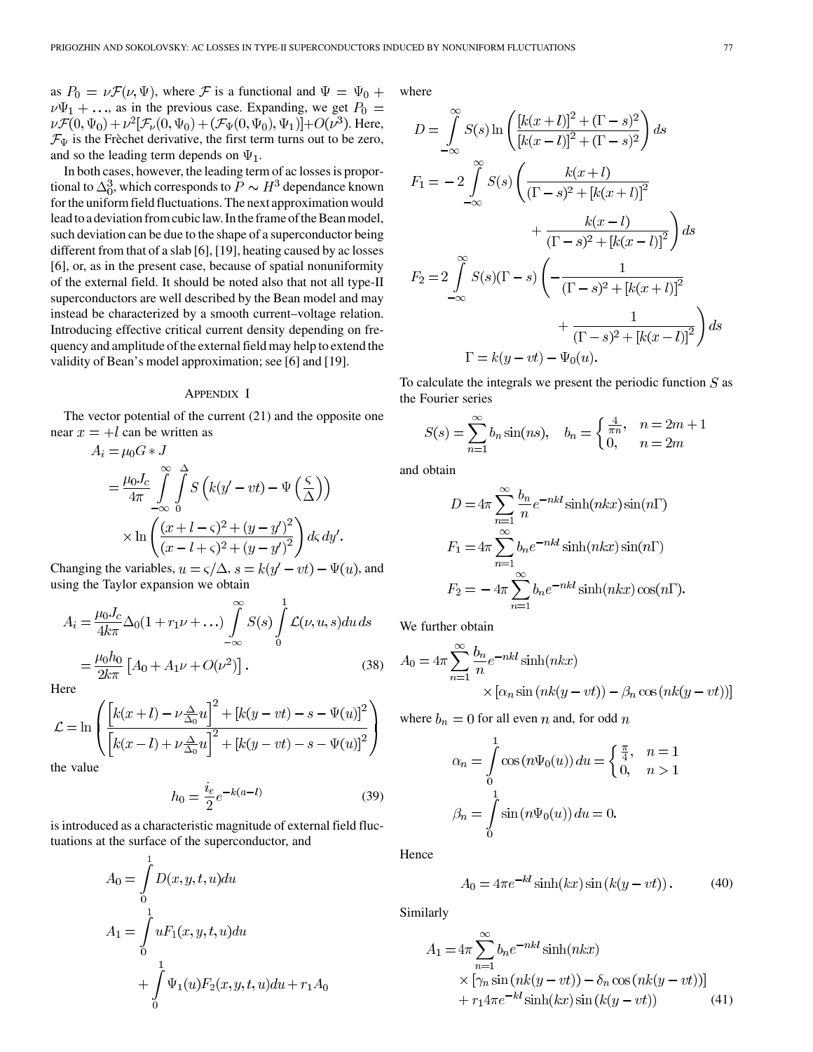as $P_0 = \nu\mathcal{F}(\nu, \Psi)$, where $\mathcal{F}$ is a functional and $\Psi = \Psi_0 + \nu\Psi_1 + \ldots$, as in the previous case. Expanding, we get $P_0 = \nu\mathcal{F}(0, \Psi_0) + \nu^2[\mathcal{F}_\nu(0, \Psi_0) + (\mathcal{F}_\Psi(0, \Psi_0), \Psi_1)] + O(\nu^3)$. Here, $\mathcal{F}_\Psi$ is the Frèchet derivative, the first term turns out to be zero, and so the leading term depends on $\Psi_1$.

In both cases, however, the leading term of ac losses is proportional to $\Delta_0^3$, which corresponds to $P \sim H^3$ dependance known for the uniform field fluctuations. The next approximation would lead to a deviation from cubic law. In the frame of the Bean model, such deviation can be due to the shape of a superconductor being different from that of a slab [6], [19], heating caused by ac losses [6], or, as in the present case, because of spatial nonuniformity of the external field. It should be noted also that not all type-II superconductors are well described by the Bean model and may instead be characterized by a smooth current–voltage relation. Introducing effective critical current density depending on frequency and amplitude of the external field may help to extend the validity of Bean's model approximation; see [6] and [19].

## Appendix I

The vector potential of the current (21) and the opposite one near $x = +l$ can be written as

$$A_i = \mu_0 G * J$$
$$= \frac{\mu_0 J_c}{4\pi} \int_{-\infty}^{\infty} \int_0^{\Delta} S\left(k(y' - vt) - \Psi\left(\frac{\varsigma}{\Delta}\right)\right) \times \ln\left(\frac{(x + l - \varsigma)^2 + (y - y')^2}{(x - l + \varsigma)^2 + (y - y')^2}\right) d\varsigma\, dy'.$$

Changing the variables, $u = \varsigma/\Delta$, $s = k(y' - vt) - \Psi(u)$, and using the Taylor expansion we obtain

$$A_i = \frac{\mu_0 J_c}{4k\pi}\Delta_0(1 + r_1\nu + \ldots) \int_{-\infty}^{\infty} S(s) \int_0^1 \mathcal{L}(\nu, u, s)\, du\, ds$$
$$= \frac{\mu_0 h_0}{2k\pi}\left[A_0 + A_1\nu + O(\nu^2)\right]. \tag{38}$$

Here

$$\mathcal{L} = \ln\left(\frac{\left[k(x + l) - \nu\frac{\Delta}{\Delta_0}u\right]^2 + [k(y - vt) - s - \Psi(u)]^2}{\left[k(x - l) + \nu\frac{\Delta}{\Delta_0}u\right]^2 + [k(y - vt) - s - \Psi(u)]^2}\right)$$

the value

$$h_0 = \frac{i_e}{2}e^{-k(a - l)} \tag{39}$$

is introduced as a characteristic magnitude of external field fluctuations at the surface of the superconductor, and

$$A_0 = \int_0^1 D(x, y, t, u)\, du$$
$$A_1 = \int_0^1 u F_1(x, y, t, u)\, du + \int_0^1 \Psi_1(u) F_2(x, y, t, u)\, du + r_1 A_0$$

where

$$D = \int_{-\infty}^{\infty} S(s) \ln\left(\frac{[k(x + l)]^2 + (\Gamma - s)^2}{[k(x - l)]^2 + (\Gamma - s)^2}\right) ds$$
$$F_1 = -2\int_{-\infty}^{\infty} S(s)\left(\frac{k(x + l)}{(\Gamma - s)^2 + [k(x + l)]^2} + \frac{k(x - l)}{(\Gamma - s)^2 + [k(x - l)]^2}\right) ds$$
$$F_2 = 2\int_{-\infty}^{\infty} S(s)(\Gamma - s)\left(-\frac{1}{(\Gamma - s)^2 + [k(x + l)]^2} + \frac{1}{(\Gamma - s)^2 + [k(x - l)]^2}\right) ds$$
$$\Gamma = k(y - vt) - \Psi_0(u).$$

To calculate the integrals we present the periodic function $S$ as the Fourier series

$$S(s) = \sum_{n=1}^{\infty} b_n \sin(ns), \quad b_n = \begin{cases} \frac{4}{\pi n}, & n = 2m + 1 \\ 0, & n = 2m \end{cases}$$

and obtain

$$D = 4\pi \sum_{n=1}^{\infty} \frac{b_n}{n} e^{-nkl} \sinh(nkx) \sin(n\Gamma)$$
$$F_1 = 4\pi \sum_{n=1}^{\infty} b_n e^{-nkl} \sinh(nkx) \sin(n\Gamma)$$
$$F_2 = -4\pi \sum_{n=1}^{\infty} b_n e^{-nkl} \sinh(nkx) \cos(n\Gamma).$$

We further obtain

$$A_0 = 4\pi \sum_{n=1}^{\infty} \frac{b_n}{n} e^{-nkl} \sinh(nkx) \times [\alpha_n \sin(nk(y - vt)) - \beta_n \cos(nk(y - vt))]$$

where $b_n = 0$ for all even $n$ and, for odd $n$

$$\alpha_n = \int_0^1 \cos(n\Psi_0(u))\, du = \begin{cases} \frac{\pi}{4}, & n = 1 \\ 0, & n > 1 \end{cases}$$
$$\beta_n = \int_0^1 \sin(n\Psi_0(u))\, du = 0.$$

Hence

$$A_0 = 4\pi e^{-kl} \sinh(kx) \sin(k(y - vt)). \tag{40}$$

Similarly

$$A_1 = 4\pi \sum_{n=1}^{\infty} b_n e^{-nkl} \sinh(nkx) \times [\gamma_n \sin(nk(y - vt)) - \delta_n \cos(nk(y - vt))] + r_1 4\pi e^{-kl} \sinh(kx) \sin(k(y - vt)) \tag{41}$$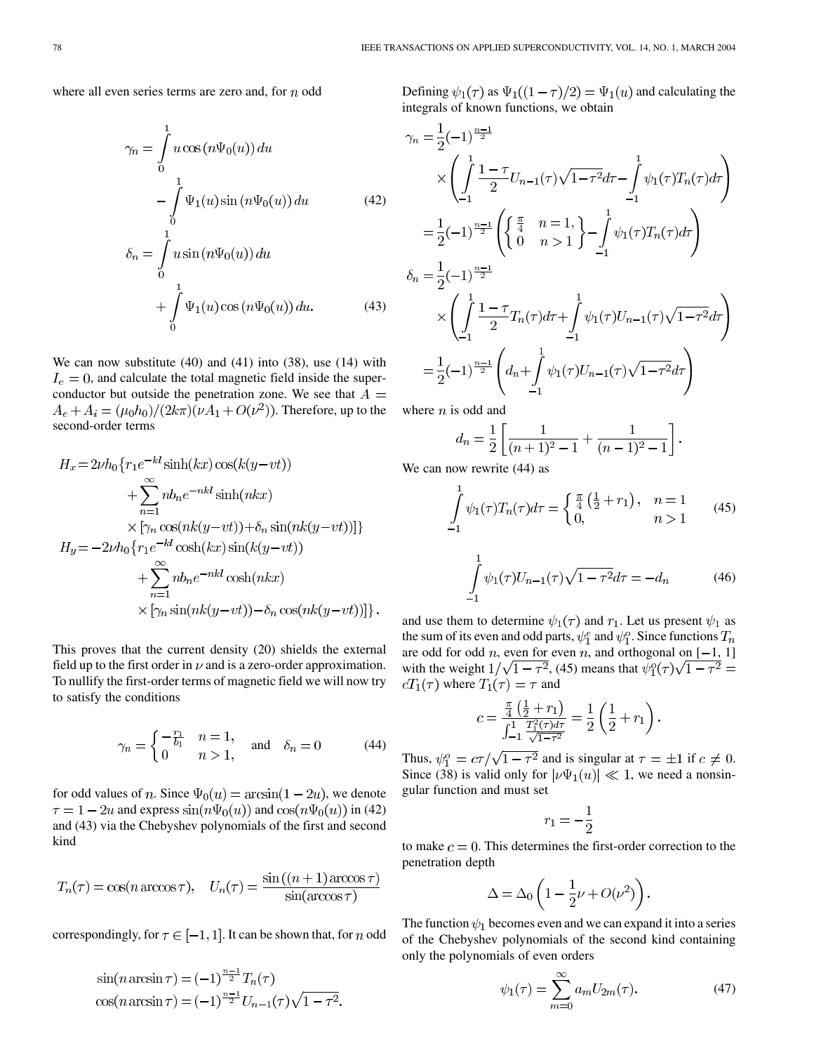where all even series terms are zero and, for $n$ odd

$$
\gamma_n = \int_0^1 u \cos(n\Psi_0(u))\, du - \int_0^1 \Psi_1(u) \sin(n\Psi_0(u))\, du \tag{42}
$$

$$
\delta_n = \int_0^1 u \sin(n\Psi_0(u))\, du + \int_0^1 \Psi_1(u) \cos(n\Psi_0(u))\, du. \tag{43}
$$

We can now substitute (40) and (41) into (38), use (14) with $I_e = 0$, and calculate the total magnetic field inside the superconductor but outside the penetration zone. We see that $A = A_e + A_i = (\mu_0 h_0)/(2k\pi)(\nu A_1 + O(\nu^2))$. Therefore, up to the second-order terms

$$
\begin{aligned}
H_x =& 2\nu h_0 \{ r_1 e^{-kl} \sinh(kx) \cos(k(y - vt)) \\
&+ \sum_{n=1}^{\infty} n b_n e^{-nkl} \sinh(nkx) \\
&\times [\gamma_n \cos(nk(y-vt)) + \delta_n \sin(nk(y-vt))] \} \\
H_y =& -2\nu h_0 \{ r_1 e^{-kl} \cosh(kx) \sin(k(y-vt)) \\
&+ \sum_{n=1}^{\infty} n b_n e^{-nkl} \cosh(nkx) \\
&\times [\gamma_n \sin(nk(y-vt)) - \delta_n \cos(nk(y-vt))] \}.
\end{aligned}
$$

This proves that the current density (20) shields the external field up to the first order in $\nu$ and is a zero-order approximation. To nullify the first-order terms of magnetic field we will now try to satisfy the conditions

$$
\gamma_n = \begin{cases} -\frac{r_1}{b_1} & n = 1, \\ 0 & n > 1, \end{cases} \quad \text{and} \quad \delta_n = 0 \tag{44}
$$

for odd values of $n$. Since $\Psi_0(u) = \arcsin(1 - 2u)$, we denote $\tau = 1 - 2u$ and express $\sin(n\Psi_0(u))$ and $\cos(n\Psi_0(u))$ in (42) and (43) via the Chebyshev polynomials of the first and second kind

$$
T_n(\tau) = \cos(n \arccos \tau), \quad U_n(\tau) = \frac{\sin((n+1)\arccos \tau)}{\sin(\arccos \tau)}
$$

correspondingly, for $\tau \in [-1, 1]$. It can be shown that, for $n$ odd

$$
\begin{aligned}
\sin(n \arcsin \tau) &= (-1)^{\frac{n-1}{2}} T_n(\tau) \\
\cos(n \arcsin \tau) &= (-1)^{\frac{n-1}{2}} U_{n-1}(\tau)\sqrt{1-\tau^2}.
\end{aligned}
$$

Defining $\psi_1(\tau)$ as $\Psi_1((1-\tau)/2) = \Psi_1(u)$ and calculating the integrals of known functions, we obtain

$$
\begin{aligned}
\gamma_n &= \frac{1}{2}(-1)^{\frac{n-1}{2}} \\
&\quad \times \left( \int_{-1}^{1} \frac{1-\tau}{2} U_{n-1}(\tau)\sqrt{1-\tau^2} d\tau - \int_{-1}^{1} \psi_1(\tau) T_n(\tau) d\tau \right) \\
&= \frac{1}{2}(-1)^{\frac{n-1}{2}} \left( \begin{Bmatrix} \frac{\pi}{4} & n = 1, \\ 0 & n > 1 \end{Bmatrix} - \int_{-1}^{1} \psi_1(\tau) T_n(\tau) d\tau \right) \\
\delta_n &= \frac{1}{2}(-1)^{\frac{n-1}{2}} \\
&\quad \times \left( \int_{-1}^{1} \frac{1-\tau}{2} T_n(\tau) d\tau + \int_{-1}^{1} \psi_1(\tau) U_{n-1}(\tau)\sqrt{1-\tau^2} d\tau \right) \\
&= \frac{1}{2}(-1)^{\frac{n-1}{2}} \left( d_n + \int_{-1}^{1} \psi_1(\tau) U_{n-1}(\tau)\sqrt{1-\tau^2} d\tau \right)
\end{aligned}
$$

where $n$ is odd and

$$
d_n = \frac{1}{2} \left[ \frac{1}{(n+1)^2 - 1} + \frac{1}{(n-1)^2 - 1} \right].
$$

We can now rewrite (44) as

$$
\int_{-1}^{1} \psi_1(\tau) T_n(\tau) d\tau = \begin{cases} \frac{\pi}{4}\left(\frac{1}{2} + r_1\right), & n = 1 \\ 0, & n > 1 \end{cases} \tag{45}
$$

$$
\int_{-1}^{1} \psi_1(\tau) U_{n-1}(\tau)\sqrt{1-\tau^2} d\tau = -d_n \tag{46}
$$

and use them to determine $\psi_1(\tau)$ and $r_1$. Let us present $\psi_1$ as the sum of its even and odd parts, $\psi_1^e$ and $\psi_1^o$. Since functions $T_n$ are odd for odd $n$, even for even $n$, and orthogonal on $[-1, 1]$ with the weight $1/\sqrt{1-\tau^2}$, (45) means that $\psi_1^o(\tau)\sqrt{1-\tau^2} = cT_1(\tau)$ where $T_1(\tau) = \tau$ and

$$
c = \frac{\frac{\pi}{4}\left(\frac{1}{2} + r_1\right)}{\int_{-1}^{1} \frac{T_1^2(\tau) d\tau}{\sqrt{1-\tau^2}}} = \frac{1}{2}\left(\frac{1}{2} + r_1\right).
$$

Thus, $\psi_1^o = c\tau/\sqrt{1-\tau^2}$ and is singular at $\tau = \pm 1$ if $c \neq 0$. Since (38) is valid only for $|\nu \Psi_1(u)| \ll 1$, we need a nonsingular function and must set

$$
r_1 = -\frac{1}{2}
$$

to make $c = 0$. This determines the first-order correction to the penetration depth

$$
\Delta = \Delta_0 \left( 1 - \frac{1}{2}\nu + O(\nu^2) \right).
$$

The function $\psi_1$ becomes even and we can expand it into a series of the Chebyshev polynomials of the second kind containing only the polynomials of even orders

$$
\psi_1(\tau) = \sum_{m=0}^{\infty} a_m U_{2m}(\tau). \tag{47}
$$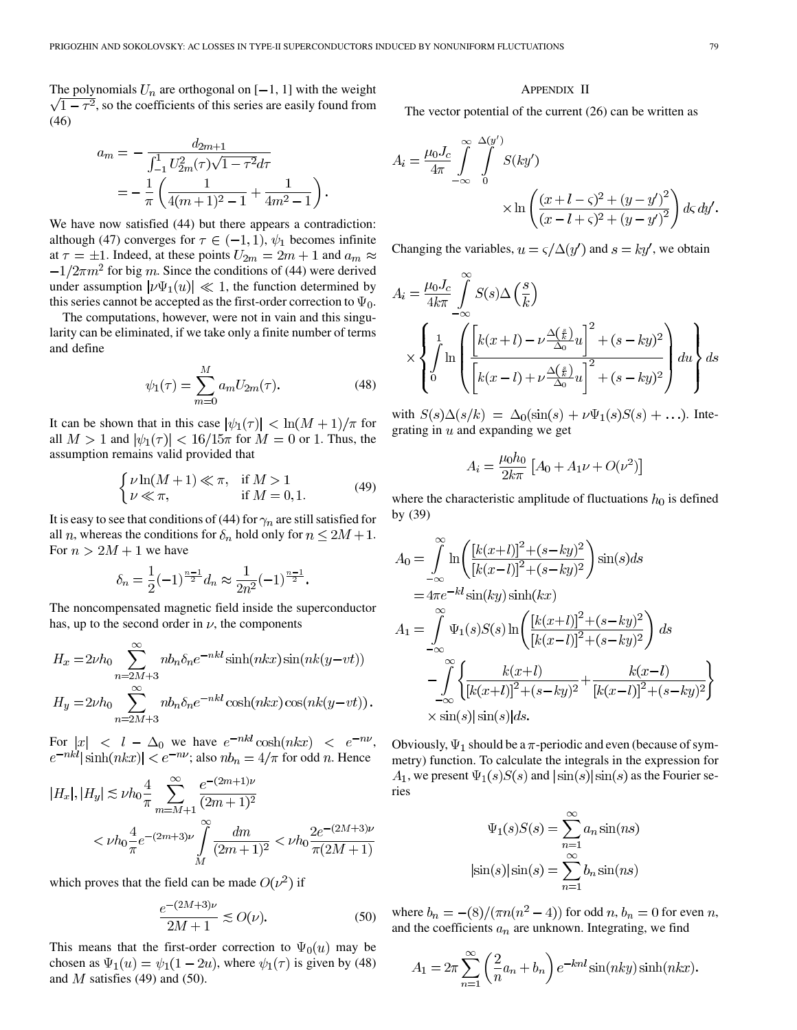The polynomials $U_n$ are orthogonal on $[-1, 1]$ with the weight $\sqrt{1-\tau^2}$, so the coefficients of this series are easily found from (46)

$$a_m = -\frac{d_{2m+1}}{\int_{-1}^{1} U_{2m}^2(\tau)\sqrt{1-\tau^2}d\tau} = -\frac{1}{\pi}\left(\frac{1}{4(m+1)^2-1} + \frac{1}{4m^2-1}\right).$$

We have now satisfied (44) but there appears a contradiction: although (47) converges for $\tau \in (-1, 1)$, $\psi_1$ becomes infinite at $\tau = \pm 1$. Indeed, at these points $U_{2m} = 2m+1$ and $a_m \approx -1/2\pi m^2$ for big $m$. Since the conditions of (44) were derived under assumption $|\nu\Psi_1(u)| \ll 1$, the function determined by this series cannot be accepted as the first-order correction to $\Psi_0$.

The computations, however, were not in vain and this singularity can be eliminated, if we take only a finite number of terms and define

$$\psi_1(\tau) = \sum_{m=0}^{M} a_m U_{2m}(\tau). \tag{48}$$

It can be shown that in this case $|\psi_1(\tau)| < \ln(M+1)/\pi$ for all $M > 1$ and $|\psi_1(\tau)| < 16/15\pi$ for $M = 0$ or 1. Thus, the assumption remains valid provided that

$$\begin{cases} \nu \ln(M+1) \ll \pi, & \text{if } M > 1 \\ \nu \ll \pi, & \text{if } M = 0, 1. \end{cases} \tag{49}$$

It is easy to see that conditions of (44) for $\gamma_n$ are still satisfied for all $n$, whereas the conditions for $\delta_n$ hold only for $n \le 2M+1$. For $n > 2M+1$ we have

$$\delta_n = \frac{1}{2}(-1)^{\frac{n-1}{2}} d_n \approx \frac{1}{2n^2}(-1)^{\frac{n-1}{2}}.$$

The noncompensated magnetic field inside the superconductor has, up to the second order in $\nu$, the components

$$H_x = 2\nu h_0 \sum_{n=2M+3}^{\infty} n b_n \delta_n e^{-nkl} \sinh(nkx) \sin(nk(y-vt))$$

$$H_y = 2\nu h_0 \sum_{n=2M+3}^{\infty} n b_n \delta_n e^{-nkl} \cosh(nkx) \cos(nk(y-vt)).$$

For $|x| < l - \Delta_0$ we have $e^{-nkl}\cosh(nkx) < e^{-n\nu}$, $e^{-nkl}|\sinh(nkx)| < e^{-n\nu}$; also $nb_n = 4/\pi$ for odd $n$. Hence

$$|H_x|, |H_y| \lesssim \nu h_0 \frac{4}{\pi} \sum_{m=M+1}^{\infty} \frac{e^{-(2m+1)\nu}}{(2m+1)^2} < \nu h_0 \frac{4}{\pi} e^{-(2m+3)\nu} \int_{M}^{\infty} \frac{dm}{(2m+1)^2} < \nu h_0 \frac{2e^{-(2M+3)\nu}}{\pi(2M+1)}$$

which proves that the field can be made $O(\nu^2)$ if

$$\frac{e^{-(2M+3)\nu}}{2M+1} \lesssim O(\nu). \tag{50}$$

This means that the first-order correction to $\Psi_0(u)$ may be chosen as $\Psi_1(u) = \psi_1(1-2u)$, where $\psi_1(\tau)$ is given by (48) and $M$ satisfies (49) and (50).

## Appendix II

The vector potential of the current (26) can be written as

$$A_i = \frac{\mu_0 J_c}{4\pi} \int_{-\infty}^{\infty} \int_{0}^{\Delta(y')} S(ky') \times \ln\left(\frac{(x+l-\varsigma)^2 + (y-y')^2}{(x-l+\varsigma)^2 + (y-y')^2}\right) d\varsigma\, dy'.$$

Changing the variables, $u = \varsigma/\Delta(y')$ and $s = ky'$, we obtain

$$A_i = \frac{\mu_0 J_c}{4k\pi} \int_{-\infty}^{\infty} S(s)\Delta\left(\frac{s}{k}\right) \times \left\{ \int_0^1 \ln\left( \frac{\left[k(x+l) - \nu\frac{\Delta\left(\frac{s}{k}\right)}{\Delta_0}u\right]^2 + (s-ky)^2}{\left[k(x-l) + \nu\frac{\Delta\left(\frac{s}{k}\right)}{\Delta_0}u\right]^2 + (s-ky)^2} \right) du \right\} ds$$

with $S(s)\Delta(s/k) = \Delta_0(\sin(s) + \nu\Psi_1(s)S(s) + \ldots)$. Integrating in $u$ and expanding we get

$$A_i = \frac{\mu_0 h_0}{2k\pi}\left[A_0 + A_1\nu + O(\nu^2)\right]$$

where the characteristic amplitude of fluctuations $h_0$ is defined by (39)

$$A_0 = \int_{-\infty}^{\infty} \ln\left(\frac{[k(x+l)]^2 + (s-ky)^2}{[k(x-l)]^2 + (s-ky)^2}\right)\sin(s)ds = 4\pi e^{-kl}\sin(ky)\sinh(kx)$$

$$A_1 = \int_{-\infty}^{\infty} \Psi_1(s)S(s)\ln\left(\frac{[k(x+l)]^2 + (s-ky)^2}{[k(x-l)]^2 + (s-ky)^2}\right) ds - \int_{-\infty}^{\infty} \left\{ \frac{k(x+l)}{[k(x+l)]^2 + (s-ky)^2} + \frac{k(x-l)}{[k(x-l)]^2 + (s-ky)^2} \right\} \times \sin(s)|\sin(s)|ds.$$

Obviously, $\Psi_1$ should be a $\pi$-periodic and even (because of symmetry) function. To calculate the integrals in the expression for $A_1$, we present $\Psi_1(s)S(s)$ and $|\sin(s)|\sin(s)$ as the Fourier series

$$\Psi_1(s)S(s) = \sum_{n=1}^{\infty} a_n \sin(ns)$$

$$|\sin(s)|\sin(s) = \sum_{n=1}^{\infty} b_n \sin(ns)$$

where $b_n = -(8)/(\pi n(n^2-4))$ for odd $n$, $b_n = 0$ for even $n$, and the coefficients $a_n$ are unknown. Integrating, we find

$$A_1 = 2\pi \sum_{n=1}^{\infty} \left(\frac{2}{n}a_n + b_n\right) e^{-knl} \sin(nky)\sinh(nkx).$$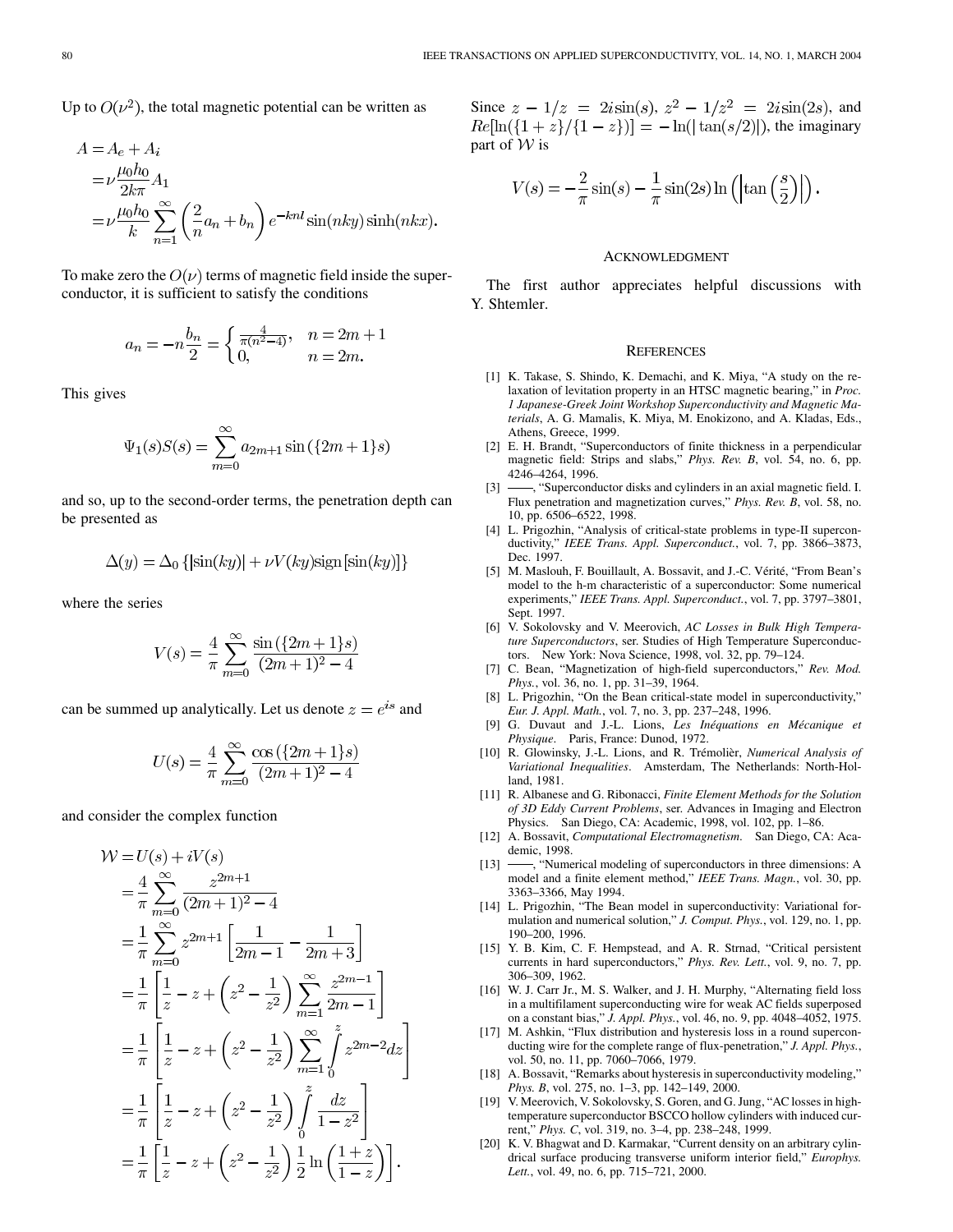Up to $O(\nu^2)$, the total magnetic potential can be written as

$$
\begin{aligned}
A &= A_e + A_i \\
&= \nu \frac{\mu_0 h_0}{2k\pi} A_1 \\
&= \nu \frac{\mu_0 h_0}{k} \sum_{n=1}^{\infty} \left( \frac{2}{n} a_n + b_n \right) e^{-knl} \sin(nky) \sinh(nkx).
\end{aligned}
$$

To make zero the $O(\nu)$ terms of magnetic field inside the superconductor, it is sufficient to satisfy the conditions

$$
a_n = -n \frac{b_n}{2} = \begin{cases} \frac{4}{\pi(n^2-4)}, & n = 2m+1 \\ 0, & n = 2m. \end{cases}
$$

This gives

$$
\Psi_1(s) S(s) = \sum_{m=0}^{\infty} a_{2m+1} \sin(\{2m+1\} s)
$$

and so, up to the second-order terms, the penetration depth can be presented as

$$
\Delta(y) = \Delta_0 \left\{ |\sin(ky)| + \nu V(ky) \operatorname{sign}[\sin(ky)] \right\}
$$

where the series

$$
V(s) = \frac{4}{\pi} \sum_{m=0}^{\infty} \frac{\sin(\{2m+1\} s)}{(2m+1)^2 - 4}
$$

can be summed up analytically. Let us denote $z = e^{is}$ and

$$
U(s) = \frac{4}{\pi} \sum_{m=0}^{\infty} \frac{\cos(\{2m+1\} s)}{(2m+1)^2 - 4}
$$

and consider the complex function

$$
\begin{aligned}
\mathcal{W} &= U(s) + iV(s) \\
&= \frac{4}{\pi} \sum_{m=0}^{\infty} \frac{z^{2m+1}}{(2m+1)^2 - 4} \\
&= \frac{1}{\pi} \sum_{m=0}^{\infty} z^{2m+1} \left[ \frac{1}{2m-1} - \frac{1}{2m+3} \right] \\
&= \frac{1}{\pi} \left[ \frac{1}{z} - z + \left( z^2 - \frac{1}{z^2} \right) \sum_{m=1}^{\infty} \frac{z^{2m-1}}{2m-1} \right] \\
&= \frac{1}{\pi} \left[ \frac{1}{z} - z + \left( z^2 - \frac{1}{z^2} \right) \sum_{m=1}^{\infty} \int_0^z z^{2m-2} dz \right] \\
&= \frac{1}{\pi} \left[ \frac{1}{z} - z + \left( z^2 - \frac{1}{z^2} \right) \int_0^z \frac{dz}{1 - z^2} \right] \\
&= \frac{1}{\pi} \left[ \frac{1}{z} - z + \left( z^2 - \frac{1}{z^2} \right) \frac{1}{2} \ln\left( \frac{1+z}{1-z} \right) \right].
\end{aligned}
$$

Since $z - 1/z = 2i\sin(s)$, $z^2 - 1/z^2 = 2i\sin(2s)$, and $Re[\ln(\{1+z\}/\{1-z\})] = -\ln(|\tan(s/2)|)$, the imaginary part of $\mathcal{W}$ is

$$
V(s) = -\frac{2}{\pi} \sin(s) - \frac{1}{\pi} \sin(2s) \ln\left( \left| \tan\left( \frac{s}{2} \right) \right| \right).
$$

## Acknowledgment

The first author appreciates helpful discussions with Y. Shtemler.

## References

[1] K. Takase, S. Shindo, K. Demachi, and K. Miya, "A study on the relaxation of levitation property in an HTSC magnetic bearing," in *Proc. 1 Japanese-Greek Joint Workshop Superconductivity and Magnetic Materials*, A. G. Mamalis, K. Miya, M. Enokizono, and A. Kladas, Eds., Athens, Greece, 1999.

[2] E. H. Brandt, "Superconductors of finite thickness in a perpendicular magnetic field: Strips and slabs," *Phys. Rev. B*, vol. 54, no. 6, pp. 4246–4264, 1996.

[3] ——, "Superconductor disks and cylinders in an axial magnetic field. I. Flux penetration and magnetization curves," *Phys. Rev. B*, vol. 58, no. 10, pp. 6506–6522, 1998.

[4] L. Prigozhin, "Analysis of critical-state problems in type-II superconductivity," *IEEE Trans. Appl. Superconduct.*, vol. 7, pp. 3866–3873, Dec. 1997.

[5] M. Maslouh, F. Bouillault, A. Bossavit, and J.-C. Vérité, "From Bean's model to the h-m characteristic of a superconductor: Some numerical experiments," *IEEE Trans. Appl. Superconduct.*, vol. 7, pp. 3797–3801, Sept. 1997.

[6] V. Sokolovsky and V. Meerovich, *AC Losses in Bulk High Temperature Superconductors*, ser. Studies of High Temperature Superconductors. New York: Nova Science, 1998, vol. 32, pp. 79–124.

[7] C. Bean, "Magnetization of high-field superconductors," *Rev. Mod. Phys.*, vol. 36, no. 1, pp. 31–39, 1964.

[8] L. Prigozhin, "On the Bean critical-state model in superconductivity," *Eur. J. Appl. Math.*, vol. 7, no. 3, pp. 237–248, 1996.

[9] G. Duvaut and J.-L. Lions, *Les Inéquations en Mécanique et Physique*. Paris, France: Dunod, 1972.

[10] R. Glowinsky, J.-L. Lions, and R. Trémolièr, *Numerical Analysis of Variational Inequalities*. Amsterdam, The Netherlands: North-Holland, 1981.

[11] R. Albanese and G. Ribonacci, *Finite Element Methods for the Solution of 3D Eddy Current Problems*, ser. Advances in Imaging and Electron Physics. San Diego, CA: Academic, 1998, vol. 102, pp. 1–86.

[12] A. Bossavit, *Computational Electromagnetism*. San Diego, CA: Academic, 1998.

[13] ——, "Numerical modeling of superconductors in three dimensions: A model and a finite element method," *IEEE Trans. Magn.*, vol. 30, pp. 3363–3366, May 1994.

[14] L. Prigozhin, "The Bean model in superconductivity: Variational formulation and numerical solution," *J. Comput. Phys.*, vol. 129, no. 1, pp. 190–200, 1996.

[15] Y. B. Kim, C. F. Hempstead, and A. R. Strnad, "Critical persistent currents in hard superconductors," *Phys. Rev. Lett.*, vol. 9, no. 7, pp. 306–309, 1962.

[16] W. J. Carr Jr., M. S. Walker, and J. H. Murphy, "Alternating field loss in a multifilament superconducting wire for weak AC fields superposed on a constant bias," *J. Appl. Phys.*, vol. 46, no. 9, pp. 4048–4052, 1975.

[17] M. Ashkin, "Flux distribution and hysteresis loss in a round superconducting wire for the complete range of flux-penetration," *J. Appl. Phys.*, vol. 50, no. 11, pp. 7060–7066, 1979.

[18] A. Bossavit, "Remarks about hysteresis in superconductivity modeling," *Phys. B*, vol. 275, no. 1–3, pp. 142–149, 2000.

[19] V. Meerovich, V. Sokolovsky, S. Goren, and G. Jung, "AC losses in high-temperature superconductor BSCCO hollow cylinders with induced current," *Phys. C*, vol. 319, no. 3–4, pp. 238–248, 1999.

[20] K. V. Bhagwat and D. Karmakar, "Current density on an arbitrary cylindrical surface producing transverse uniform interior field," *Europhys. Lett.*, vol. 49, no. 6, pp. 715–721, 2000.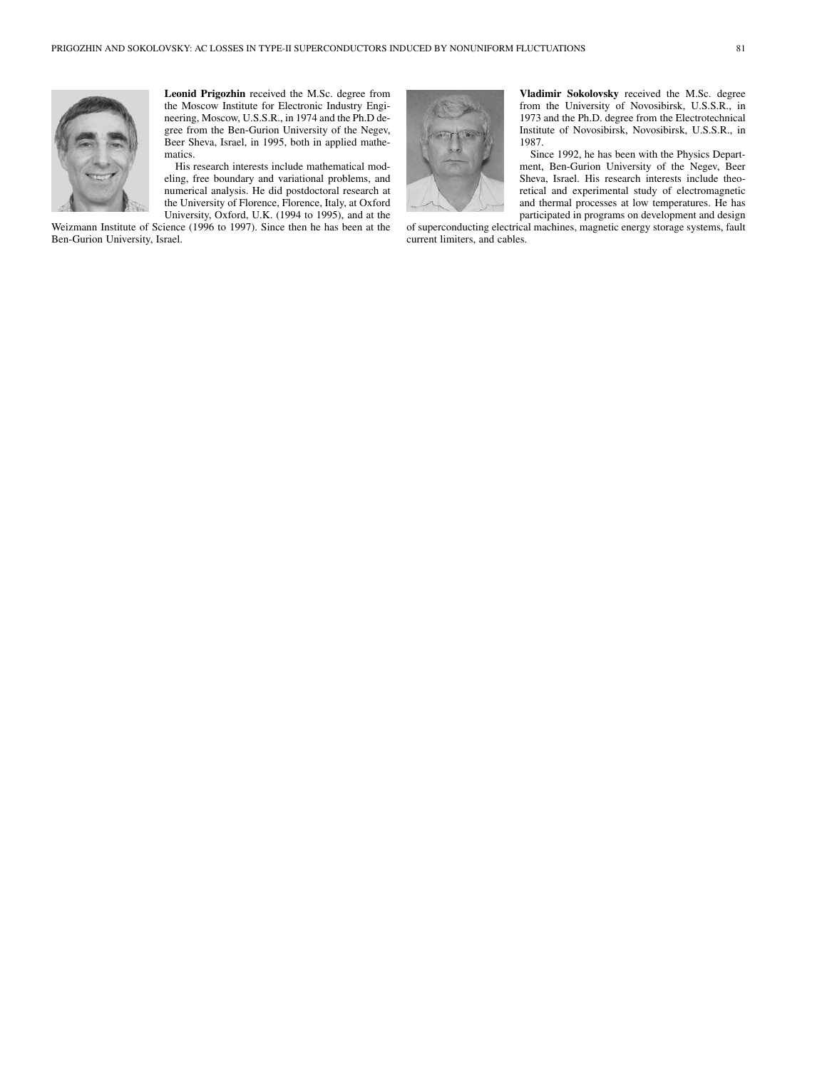**Leonid Prigozhin** received the M.Sc. degree from the Moscow Institute for Electronic Industry Engineering, Moscow, U.S.S.R., in 1974 and the Ph.D degree from the Ben-Gurion University of the Negev, Beer Sheva, Israel, in 1995, both in applied mathematics.

His research interests include mathematical modeling, free boundary and variational problems, and numerical analysis. He did postdoctoral research at the University of Florence, Florence, Italy, at Oxford University, Oxford, U.K. (1994 to 1995), and at the Weizmann Institute of Science (1996 to 1997). Since then he has been at the Ben-Gurion University, Israel.

**Vladimir Sokolovsky** received the M.Sc. degree from the University of Novosibirsk, U.S.S.R., in 1973 and the Ph.D. degree from the Electrotechnical Institute of Novosibirsk, Novosibirsk, U.S.S.R., in 1987.

Since 1992, he has been with the Physics Department, Ben-Gurion University of the Negev, Beer Sheva, Israel. His research interests include theoretical and experimental study of electromagnetic and thermal processes at low temperatures. He has participated in programs on development and design of superconducting electrical machines, magnetic energy storage systems, fault current limiters, and cables.